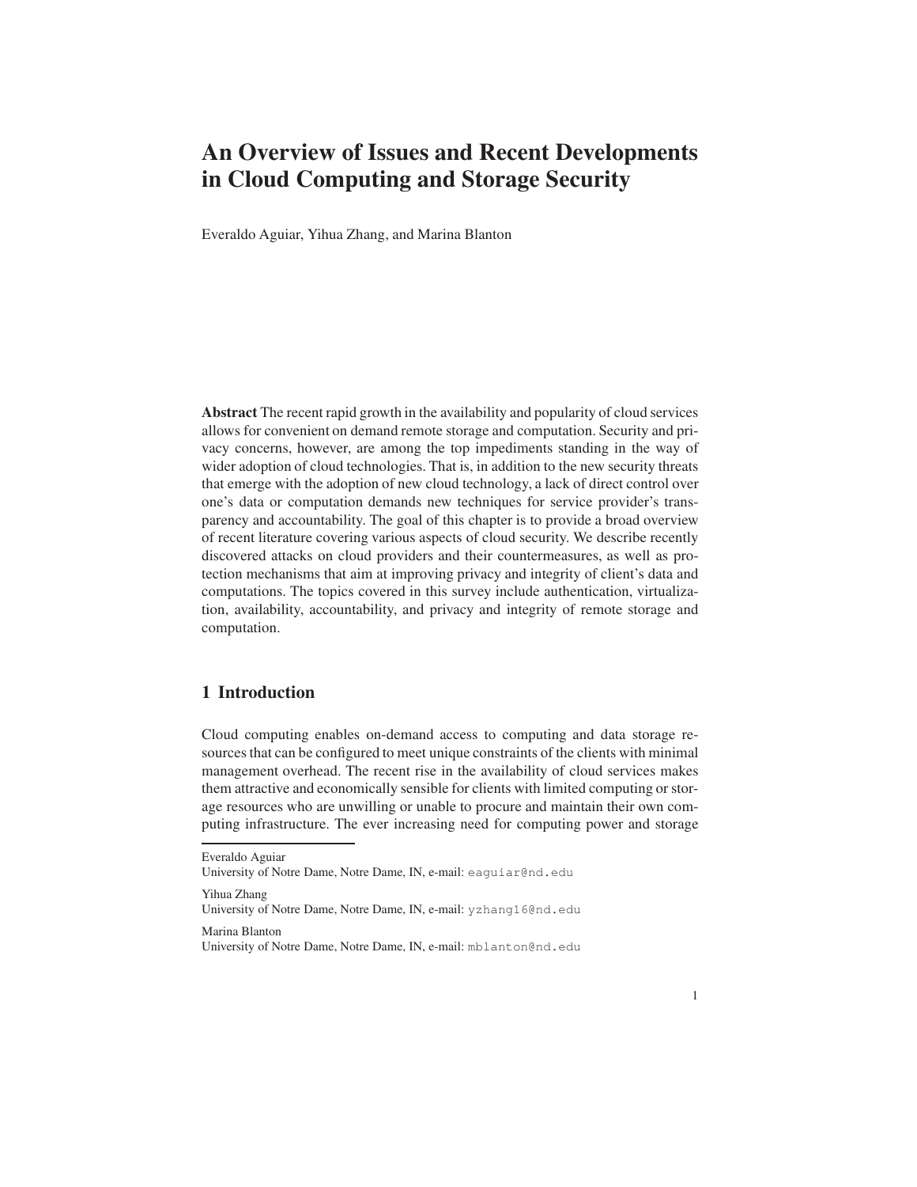# An Overview of Issues and Recent Developments in Cloud Computing and Storage Security

Everaldo Aguiar, Yihua Zhang, and Marina Blanton

**Abstract** The recent rapid growth in the availability and popularity of cloud services allows for convenient on demand remote storage and computation. Security and privacy concerns, however, are among the top impediments standing in the way of wider adoption of cloud technologies. That is, in addition to the new security threats that emerge with the adoption of new cloud technology, a lack of direct control over one's data or computation demands new techniques for service provider's transparency and accountability. The goal of this chapter is to provide a broad overview of recent literature covering various aspects of cloud security. We describe recently discovered attacks on cloud providers and their countermeasures, as well as protection mechanisms that aim at improving privacy and integrity of client's data and computations. The topics covered in this survey include authentication, virtualization, availability, accountability, and privacy and integrity of remote storage and computation.

## 1 Introduction

Cloud computing enables on-demand access to computing and data storage resources that can be configured to meet unique constraints of the clients with minimal management overhead. The recent rise in the availability of cloud services makes them attractive and economically sensible for clients with limited computing or storage resources who are unwilling or unable to procure and maintain their own computing infrastructure. The ever increasing need for computing power and storage

---

Everaldo Aguiar
University of Notre Dame, Notre Dame, IN, e-mail: eaguiar@nd.edu

Yihua Zhang
University of Notre Dame, Notre Dame, IN, e-mail: yzhang16@nd.edu

Marina Blanton
University of Notre Dame, Notre Dame, IN, e-mail: mblanton@nd.edu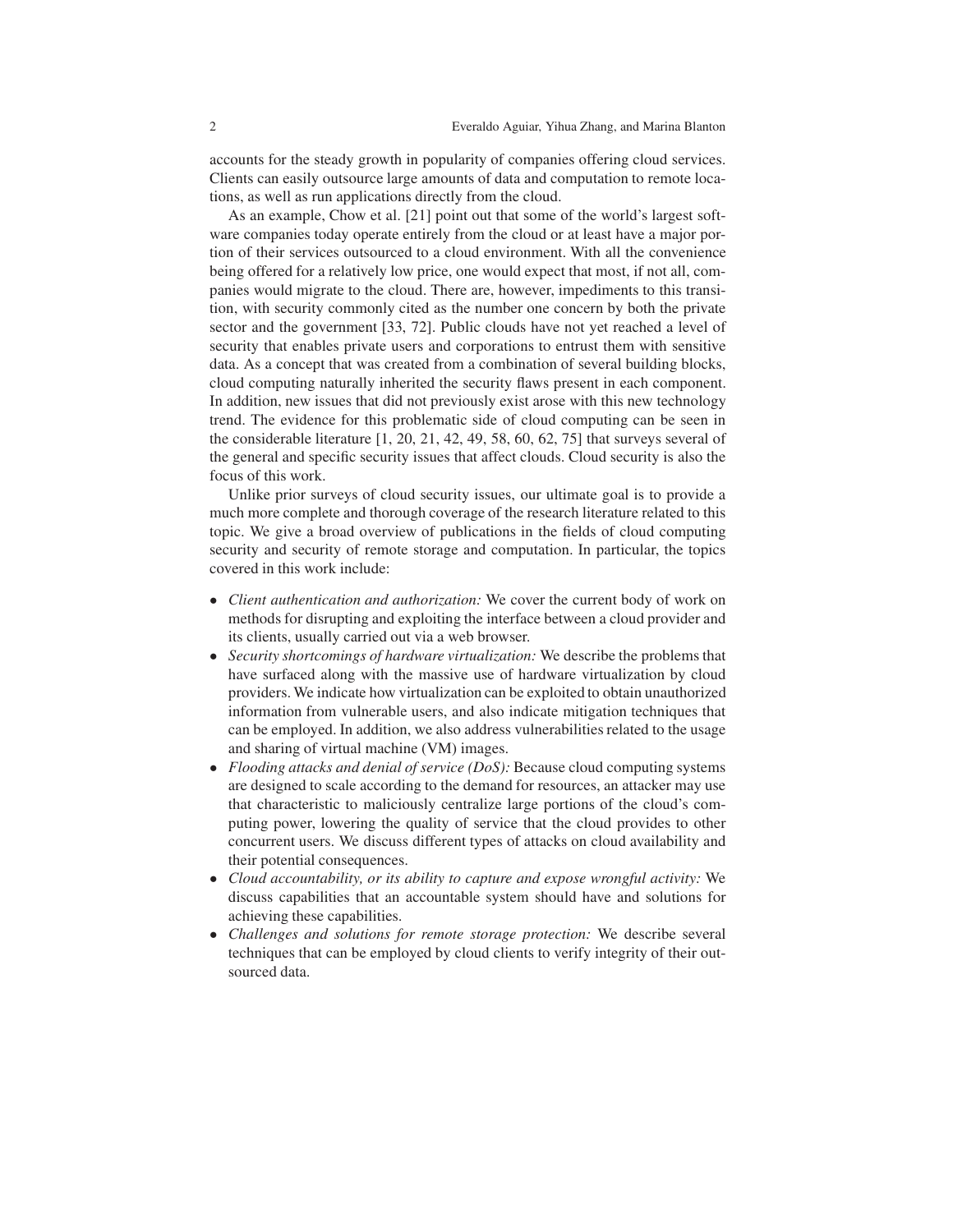accounts for the steady growth in popularity of companies offering cloud services. Clients can easily outsource large amounts of data and computation to remote locations, as well as run applications directly from the cloud.

As an example, Chow et al. [21] point out that some of the world's largest software companies today operate entirely from the cloud or at least have a major portion of their services outsourced to a cloud environment. With all the convenience being offered for a relatively low price, one would expect that most, if not all, companies would migrate to the cloud. There are, however, impediments to this transition, with security commonly cited as the number one concern by both the private sector and the government [33, 72]. Public clouds have not yet reached a level of security that enables private users and corporations to entrust them with sensitive data. As a concept that was created from a combination of several building blocks, cloud computing naturally inherited the security flaws present in each component. In addition, new issues that did not previously exist arose with this new technology trend. The evidence for this problematic side of cloud computing can be seen in the considerable literature [1, 20, 21, 42, 49, 58, 60, 62, 75] that surveys several of the general and specific security issues that affect clouds. Cloud security is also the focus of this work.

Unlike prior surveys of cloud security issues, our ultimate goal is to provide a much more complete and thorough coverage of the research literature related to this topic. We give a broad overview of publications in the fields of cloud computing security and security of remote storage and computation. In particular, the topics covered in this work include:

- *Client authentication and authorization:* We cover the current body of work on methods for disrupting and exploiting the interface between a cloud provider and its clients, usually carried out via a web browser.
- *Security shortcomings of hardware virtualization:* We describe the problems that have surfaced along with the massive use of hardware virtualization by cloud providers. We indicate how virtualization can be exploited to obtain unauthorized information from vulnerable users, and also indicate mitigation techniques that can be employed. In addition, we also address vulnerabilities related to the usage and sharing of virtual machine (VM) images.
- *Flooding attacks and denial of service (DoS):* Because cloud computing systems are designed to scale according to the demand for resources, an attacker may use that characteristic to maliciously centralize large portions of the cloud's computing power, lowering the quality of service that the cloud provides to other concurrent users. We discuss different types of attacks on cloud availability and their potential consequences.
- *Cloud accountability, or its ability to capture and expose wrongful activity:* We discuss capabilities that an accountable system should have and solutions for achieving these capabilities.
- *Challenges and solutions for remote storage protection:* We describe several techniques that can be employed by cloud clients to verify integrity of their outsourced data.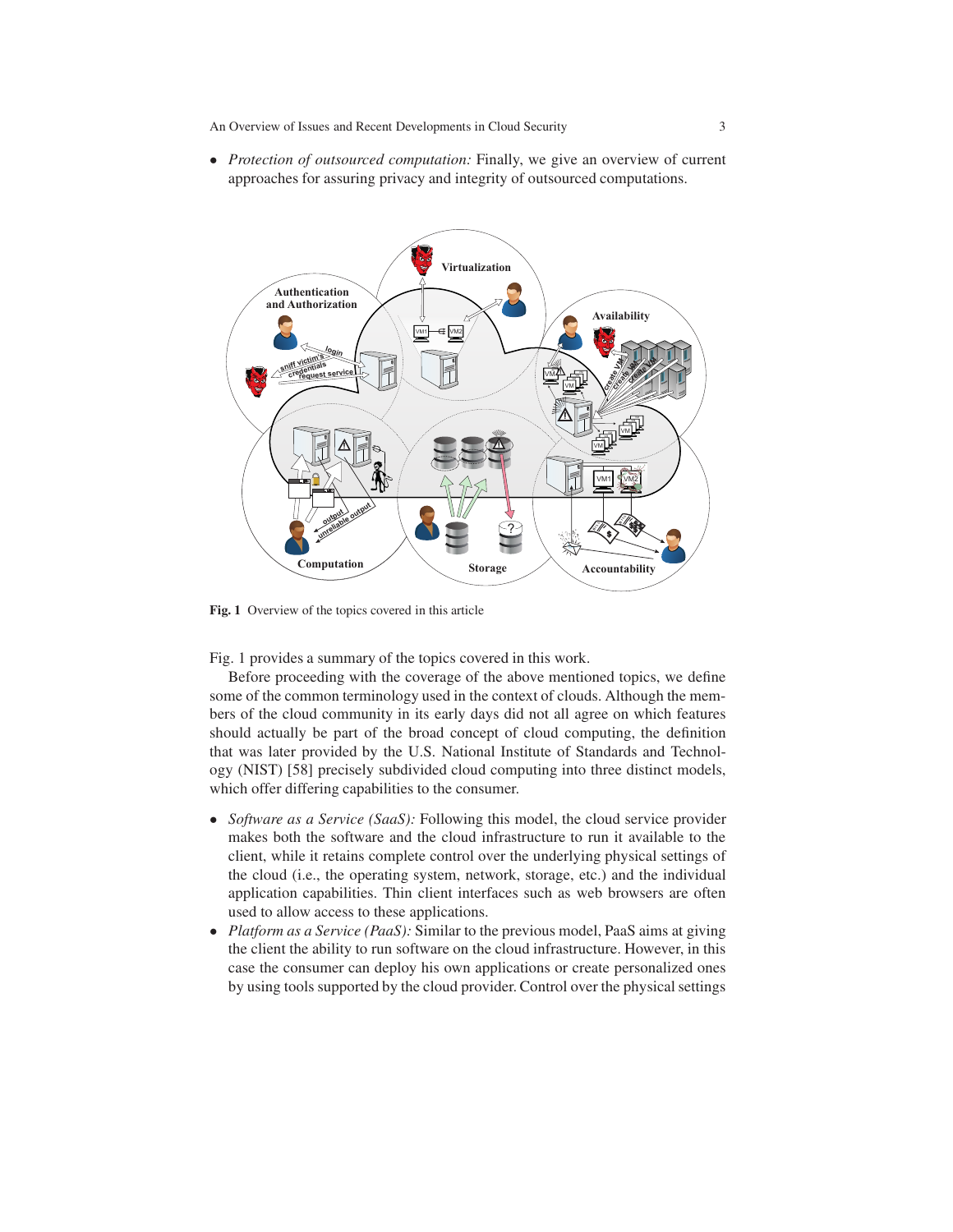- *Protection of outsourced computation:* Finally, we give an overview of current approaches for assuring privacy and integrity of outsourced computations.

Fig. 1 Overview of the topics covered in this article

Fig. 1 provides a summary of the topics covered in this work.

Before proceeding with the coverage of the above mentioned topics, we define some of the common terminology used in the context of clouds. Although the members of the cloud community in its early days did not all agree on which features should actually be part of the broad concept of cloud computing, the definition that was later provided by the U.S. National Institute of Standards and Technology (NIST) [58] precisely subdivided cloud computing into three distinct models, which offer differing capabilities to the consumer.

- *Software as a Service (SaaS):* Following this model, the cloud service provider makes both the software and the cloud infrastructure to run it available to the client, while it retains complete control over the underlying physical settings of the cloud (i.e., the operating system, network, storage, etc.) and the individual application capabilities. Thin client interfaces such as web browsers are often used to allow access to these applications.
- *Platform as a Service (PaaS):* Similar to the previous model, PaaS aims at giving the client the ability to run software on the cloud infrastructure. However, in this case the consumer can deploy his own applications or create personalized ones by using tools supported by the cloud provider. Control over the physical settings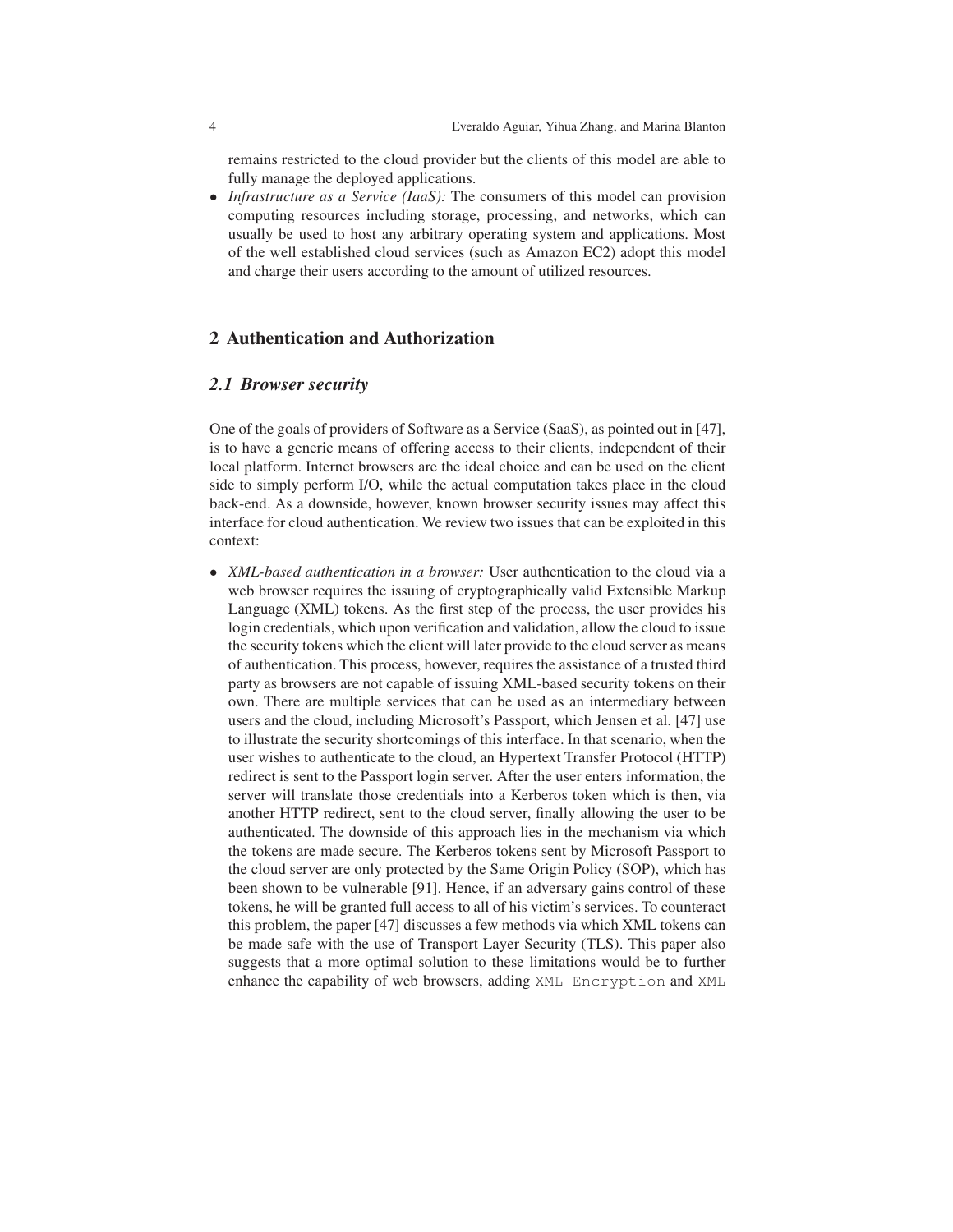remains restricted to the cloud provider but the clients of this model are able to fully manage the deployed applications.

- *Infrastructure as a Service (IaaS):* The consumers of this model can provision computing resources including storage, processing, and networks, which can usually be used to host any arbitrary operating system and applications. Most of the well established cloud services (such as Amazon EC2) adopt this model and charge their users according to the amount of utilized resources.

## 2 Authentication and Authorization

### *2.1 Browser security*

One of the goals of providers of Software as a Service (SaaS), as pointed out in [47], is to have a generic means of offering access to their clients, independent of their local platform. Internet browsers are the ideal choice and can be used on the client side to simply perform I/O, while the actual computation takes place in the cloud back-end. As a downside, however, known browser security issues may affect this interface for cloud authentication. We review two issues that can be exploited in this context:

- *XML-based authentication in a browser:* User authentication to the cloud via a web browser requires the issuing of cryptographically valid Extensible Markup Language (XML) tokens. As the first step of the process, the user provides his login credentials, which upon verification and validation, allow the cloud to issue the security tokens which the client will later provide to the cloud server as means of authentication. This process, however, requires the assistance of a trusted third party as browsers are not capable of issuing XML-based security tokens on their own. There are multiple services that can be used as an intermediary between users and the cloud, including Microsoft's Passport, which Jensen et al. [47] use to illustrate the security shortcomings of this interface. In that scenario, when the user wishes to authenticate to the cloud, an Hypertext Transfer Protocol (HTTP) redirect is sent to the Passport login server. After the user enters information, the server will translate those credentials into a Kerberos token which is then, via another HTTP redirect, sent to the cloud server, finally allowing the user to be authenticated. The downside of this approach lies in the mechanism via which the tokens are made secure. The Kerberos tokens sent by Microsoft Passport to the cloud server are only protected by the Same Origin Policy (SOP), which has been shown to be vulnerable [91]. Hence, if an adversary gains control of these tokens, he will be granted full access to all of his victim's services. To counteract this problem, the paper [47] discusses a few methods via which XML tokens can be made safe with the use of Transport Layer Security (TLS). This paper also suggests that a more optimal solution to these limitations would be to further enhance the capability of web browsers, adding `XML Encryption` and `XML`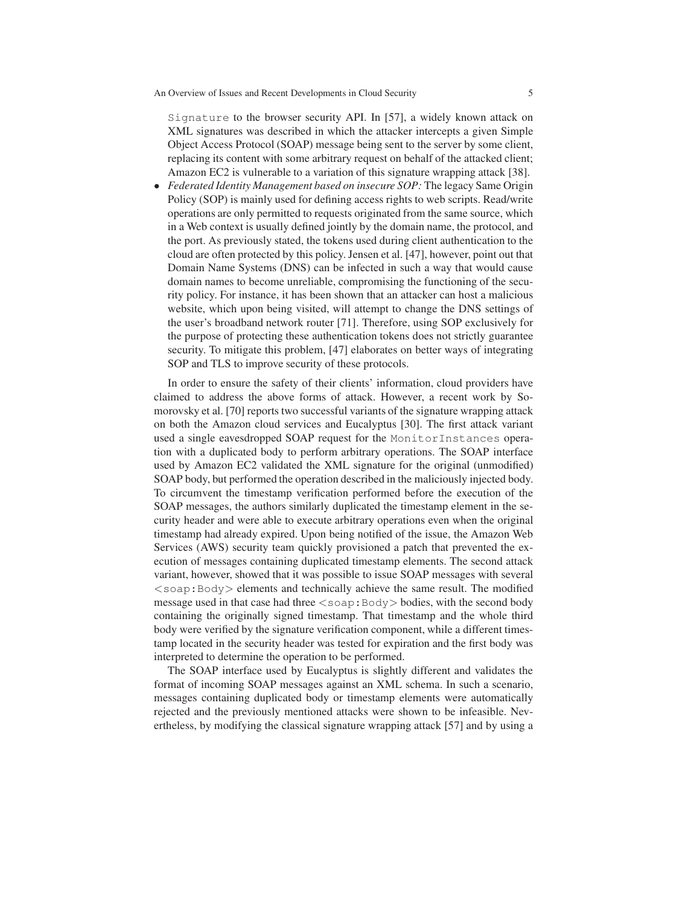Signature to the browser security API. In [57], a widely known attack on XML signatures was described in which the attacker intercepts a given Simple Object Access Protocol (SOAP) message being sent to the server by some client, replacing its content with some arbitrary request on behalf of the attacked client; Amazon EC2 is vulnerable to a variation of this signature wrapping attack [38].

- *Federated Identity Management based on insecure SOP:* The legacy Same Origin Policy (SOP) is mainly used for defining access rights to web scripts. Read/write operations are only permitted to requests originated from the same source, which in a Web context is usually defined jointly by the domain name, the protocol, and the port. As previously stated, the tokens used during client authentication to the cloud are often protected by this policy. Jensen et al. [47], however, point out that Domain Name Systems (DNS) can be infected in such a way that would cause domain names to become unreliable, compromising the functioning of the security policy. For instance, it has been shown that an attacker can host a malicious website, which upon being visited, will attempt to change the DNS settings of the user's broadband network router [71]. Therefore, using SOP exclusively for the purpose of protecting these authentication tokens does not strictly guarantee security. To mitigate this problem, [47] elaborates on better ways of integrating SOP and TLS to improve security of these protocols.

In order to ensure the safety of their clients' information, cloud providers have claimed to address the above forms of attack. However, a recent work by Somorovsky et al. [70] reports two successful variants of the signature wrapping attack on both the Amazon cloud services and Eucalyptus [30]. The first attack variant used a single eavesdropped SOAP request for the MonitorInstances operation with a duplicated body to perform arbitrary operations. The SOAP interface used by Amazon EC2 validated the XML signature for the original (unmodified) SOAP body, but performed the operation described in the maliciously injected body. To circumvent the timestamp verification performed before the execution of the SOAP messages, the authors similarly duplicated the timestamp element in the security header and were able to execute arbitrary operations even when the original timestamp had already expired. Upon being notified of the issue, the Amazon Web Services (AWS) security team quickly provisioned a patch that prevented the execution of messages containing duplicated timestamp elements. The second attack variant, however, showed that it was possible to issue SOAP messages with several <soap:Body> elements and technically achieve the same result. The modified message used in that case had three <soap:Body> bodies, with the second body containing the originally signed timestamp. That timestamp and the whole third body were verified by the signature verification component, while a different timestamp located in the security header was tested for expiration and the first body was interpreted to determine the operation to be performed.

The SOAP interface used by Eucalyptus is slightly different and validates the format of incoming SOAP messages against an XML schema. In such a scenario, messages containing duplicated body or timestamp elements were automatically rejected and the previously mentioned attacks were shown to be infeasible. Nevertheless, by modifying the classical signature wrapping attack [57] and by using a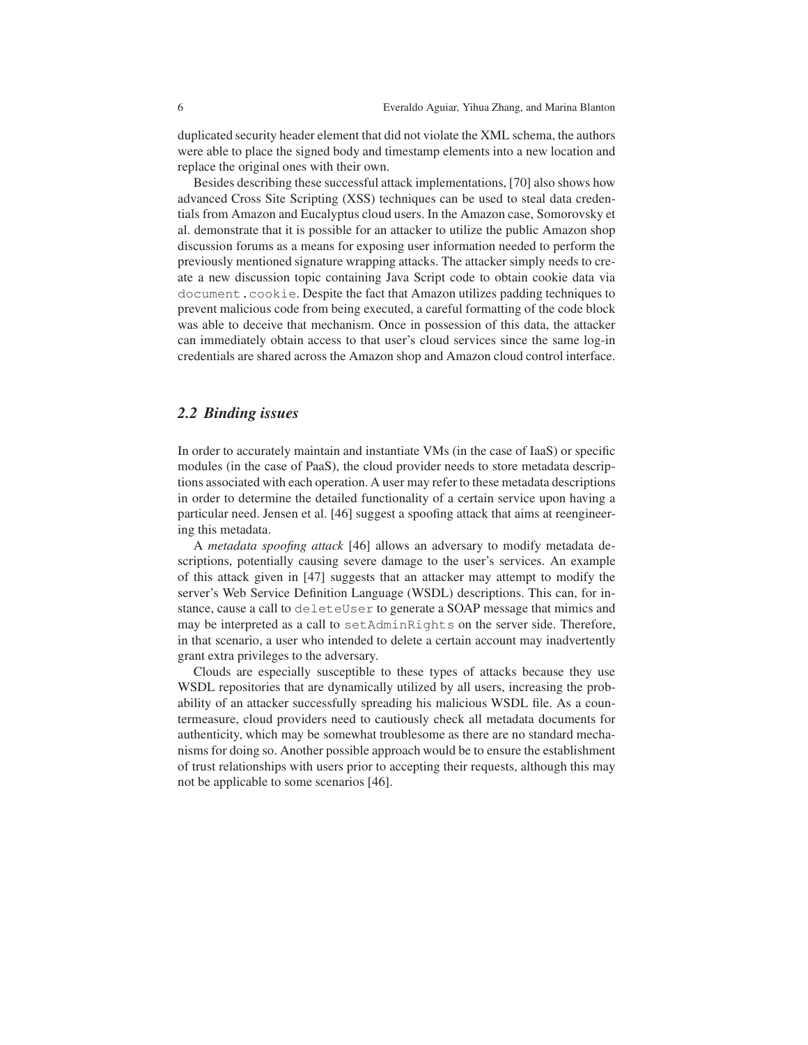duplicated security header element that did not violate the XML schema, the authors were able to place the signed body and timestamp elements into a new location and replace the original ones with their own.

Besides describing these successful attack implementations, [70] also shows how advanced Cross Site Scripting (XSS) techniques can be used to steal data credentials from Amazon and Eucalyptus cloud users. In the Amazon case, Somorovsky et al. demonstrate that it is possible for an attacker to utilize the public Amazon shop discussion forums as a means for exposing user information needed to perform the previously mentioned signature wrapping attacks. The attacker simply needs to create a new discussion topic containing Java Script code to obtain cookie data via `document.cookie`. Despite the fact that Amazon utilizes padding techniques to prevent malicious code from being executed, a careful formatting of the code block was able to deceive that mechanism. Once in possession of this data, the attacker can immediately obtain access to that user's cloud services since the same log-in credentials are shared across the Amazon shop and Amazon cloud control interface.

## 2.2 Binding issues

In order to accurately maintain and instantiate VMs (in the case of IaaS) or specific modules (in the case of PaaS), the cloud provider needs to store metadata descriptions associated with each operation. A user may refer to these metadata descriptions in order to determine the detailed functionality of a certain service upon having a particular need. Jensen et al. [46] suggest a spoofing attack that aims at reengineering this metadata.

A *metadata spoofing attack* [46] allows an adversary to modify metadata descriptions, potentially causing severe damage to the user's services. An example of this attack given in [47] suggests that an attacker may attempt to modify the server's Web Service Definition Language (WSDL) descriptions. This can, for instance, cause a call to `deleteUser` to generate a SOAP message that mimics and may be interpreted as a call to `setAdminRights` on the server side. Therefore, in that scenario, a user who intended to delete a certain account may inadvertently grant extra privileges to the adversary.

Clouds are especially susceptible to these types of attacks because they use WSDL repositories that are dynamically utilized by all users, increasing the probability of an attacker successfully spreading his malicious WSDL file. As a countermeasure, cloud providers need to cautiously check all metadata documents for authenticity, which may be somewhat troublesome as there are no standard mechanisms for doing so. Another possible approach would be to ensure the establishment of trust relationships with users prior to accepting their requests, although this may not be applicable to some scenarios [46].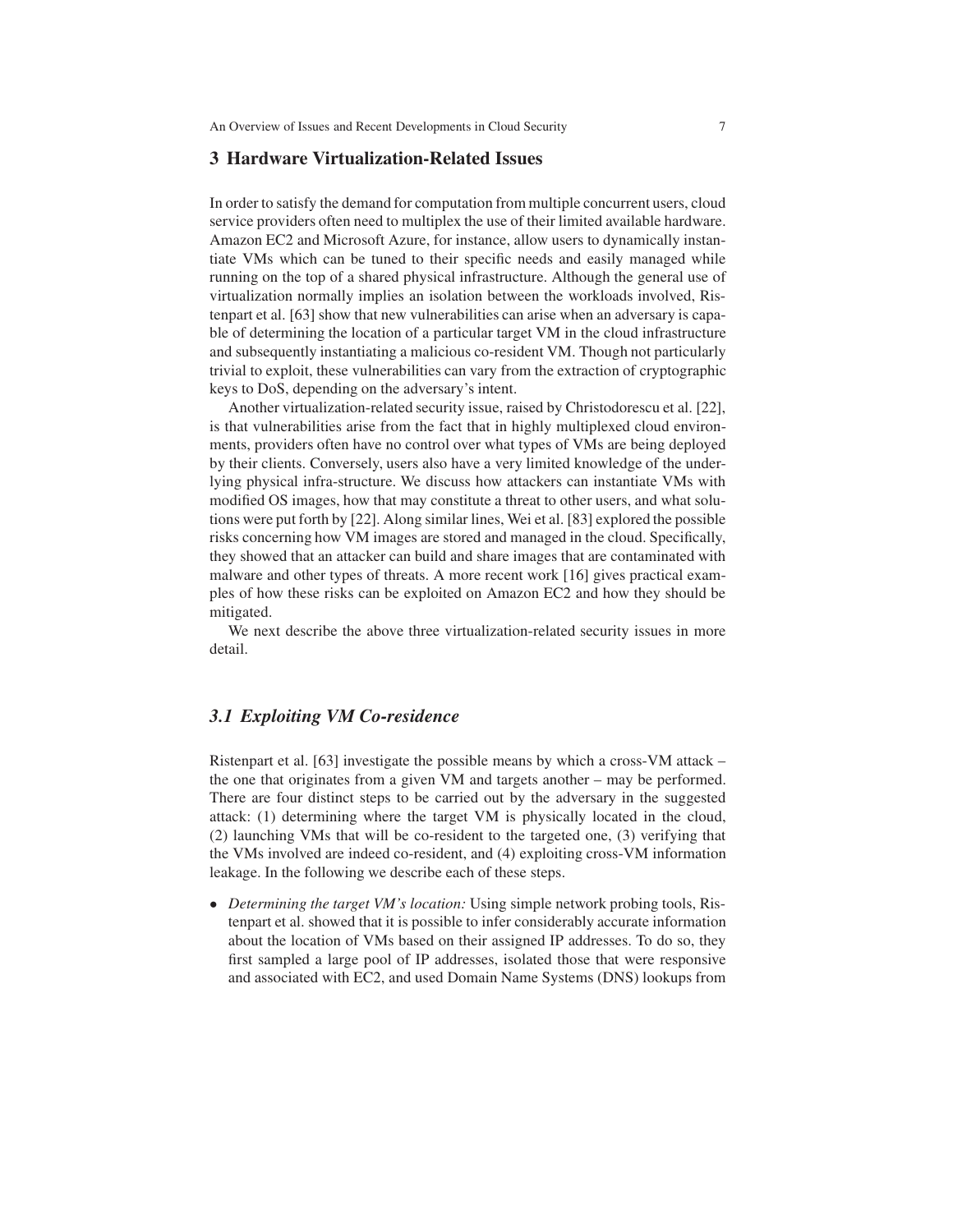## 3 Hardware Virtualization-Related Issues

In order to satisfy the demand for computation from multiple concurrent users, cloud service providers often need to multiplex the use of their limited available hardware. Amazon EC2 and Microsoft Azure, for instance, allow users to dynamically instantiate VMs which can be tuned to their specific needs and easily managed while running on the top of a shared physical infrastructure. Although the general use of virtualization normally implies an isolation between the workloads involved, Ristenpart et al. [63] show that new vulnerabilities can arise when an adversary is capable of determining the location of a particular target VM in the cloud infrastructure and subsequently instantiating a malicious co-resident VM. Though not particularly trivial to exploit, these vulnerabilities can vary from the extraction of cryptographic keys to DoS, depending on the adversary's intent.

Another virtualization-related security issue, raised by Christodorescu et al. [22], is that vulnerabilities arise from the fact that in highly multiplexed cloud environments, providers often have no control over what types of VMs are being deployed by their clients. Conversely, users also have a very limited knowledge of the underlying physical infra-structure. We discuss how attackers can instantiate VMs with modified OS images, how that may constitute a threat to other users, and what solutions were put forth by [22]. Along similar lines, Wei et al. [83] explored the possible risks concerning how VM images are stored and managed in the cloud. Specifically, they showed that an attacker can build and share images that are contaminated with malware and other types of threats. A more recent work [16] gives practical examples of how these risks can be exploited on Amazon EC2 and how they should be mitigated.

We next describe the above three virtualization-related security issues in more detail.

### *3.1 Exploiting VM Co-residence*

Ristenpart et al. [63] investigate the possible means by which a cross-VM attack – the one that originates from a given VM and targets another – may be performed. There are four distinct steps to be carried out by the adversary in the suggested attack: (1) determining where the target VM is physically located in the cloud, (2) launching VMs that will be co-resident to the targeted one, (3) verifying that the VMs involved are indeed co-resident, and (4) exploiting cross-VM information leakage. In the following we describe each of these steps.

- *Determining the target VM's location:* Using simple network probing tools, Ristenpart et al. showed that it is possible to infer considerably accurate information about the location of VMs based on their assigned IP addresses. To do so, they first sampled a large pool of IP addresses, isolated those that were responsive and associated with EC2, and used Domain Name Systems (DNS) lookups from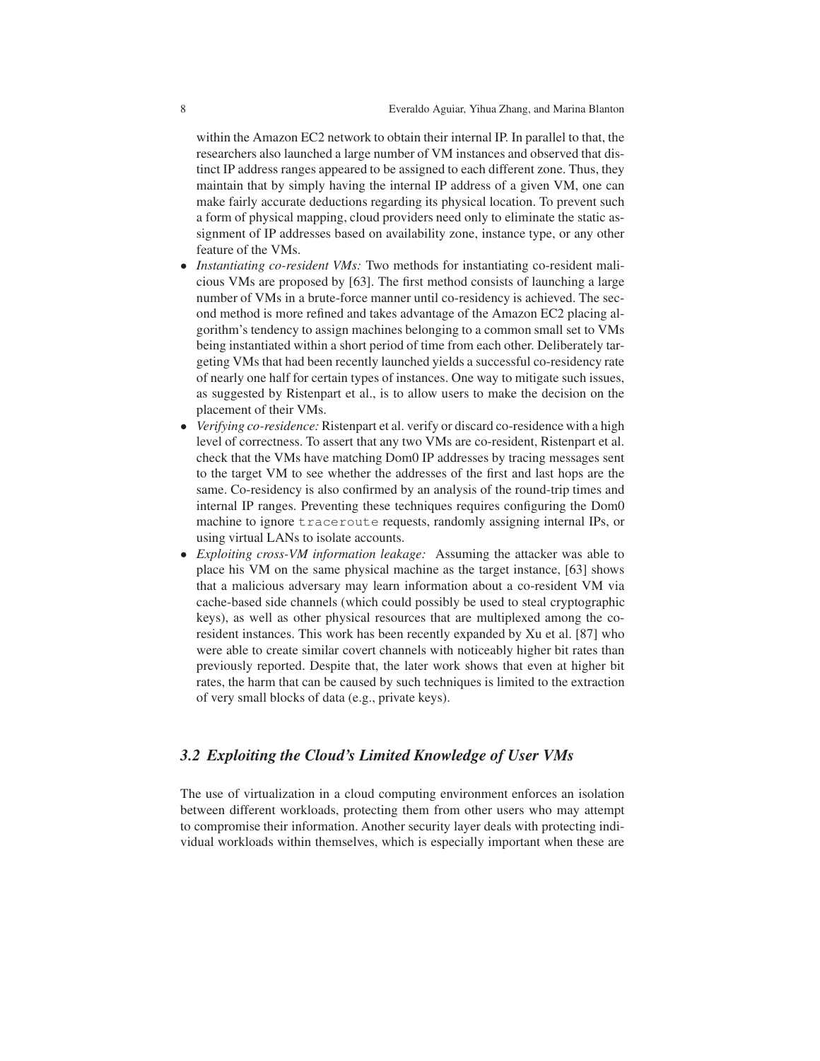within the Amazon EC2 network to obtain their internal IP. In parallel to that, the researchers also launched a large number of VM instances and observed that distinct IP address ranges appeared to be assigned to each different zone. Thus, they maintain that by simply having the internal IP address of a given VM, one can make fairly accurate deductions regarding its physical location. To prevent such a form of physical mapping, cloud providers need only to eliminate the static assignment of IP addresses based on availability zone, instance type, or any other feature of the VMs.

- *Instantiating co-resident VMs:* Two methods for instantiating co-resident malicious VMs are proposed by [63]. The first method consists of launching a large number of VMs in a brute-force manner until co-residency is achieved. The second method is more refined and takes advantage of the Amazon EC2 placing algorithm's tendency to assign machines belonging to a common small set to VMs being instantiated within a short period of time from each other. Deliberately targeting VMs that had been recently launched yields a successful co-residency rate of nearly one half for certain types of instances. One way to mitigate such issues, as suggested by Ristenpart et al., is to allow users to make the decision on the placement of their VMs.
- *Verifying co-residence:* Ristenpart et al. verify or discard co-residence with a high level of correctness. To assert that any two VMs are co-resident, Ristenpart et al. check that the VMs have matching Dom0 IP addresses by tracing messages sent to the target VM to see whether the addresses of the first and last hops are the same. Co-residency is also confirmed by an analysis of the round-trip times and internal IP ranges. Preventing these techniques requires configuring the Dom0 machine to ignore `traceroute` requests, randomly assigning internal IPs, or using virtual LANs to isolate accounts.
- *Exploiting cross-VM information leakage:* Assuming the attacker was able to place his VM on the same physical machine as the target instance, [63] shows that a malicious adversary may learn information about a co-resident VM via cache-based side channels (which could possibly be used to steal cryptographic keys), as well as other physical resources that are multiplexed among the co-resident instances. This work has been recently expanded by Xu et al. [87] who were able to create similar covert channels with noticeably higher bit rates than previously reported. Despite that, the later work shows that even at higher bit rates, the harm that can be caused by such techniques is limited to the extraction of very small blocks of data (e.g., private keys).

### 3.2 Exploiting the Cloud's Limited Knowledge of User VMs

The use of virtualization in a cloud computing environment enforces an isolation between different workloads, protecting them from other users who may attempt to compromise their information. Another security layer deals with protecting individual workloads within themselves, which is especially important when these are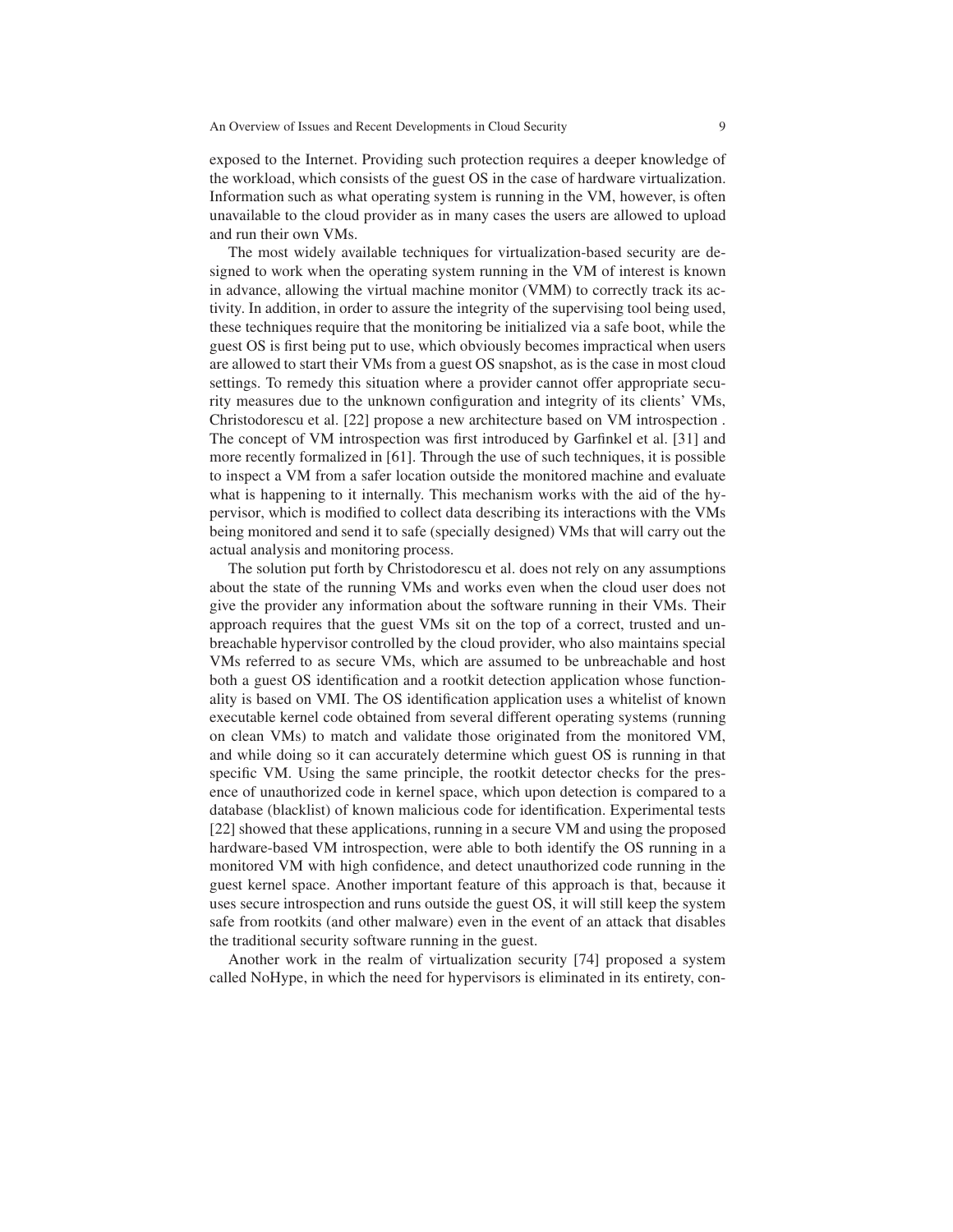exposed to the Internet. Providing such protection requires a deeper knowledge of the workload, which consists of the guest OS in the case of hardware virtualization. Information such as what operating system is running in the VM, however, is often unavailable to the cloud provider as in many cases the users are allowed to upload and run their own VMs.

The most widely available techniques for virtualization-based security are designed to work when the operating system running in the VM of interest is known in advance, allowing the virtual machine monitor (VMM) to correctly track its activity. In addition, in order to assure the integrity of the supervising tool being used, these techniques require that the monitoring be initialized via a safe boot, while the guest OS is first being put to use, which obviously becomes impractical when users are allowed to start their VMs from a guest OS snapshot, as is the case in most cloud settings. To remedy this situation where a provider cannot offer appropriate security measures due to the unknown configuration and integrity of its clients' VMs, Christodorescu et al. [22] propose a new architecture based on VM introspection . The concept of VM introspection was first introduced by Garfinkel et al. [31] and more recently formalized in [61]. Through the use of such techniques, it is possible to inspect a VM from a safer location outside the monitored machine and evaluate what is happening to it internally. This mechanism works with the aid of the hypervisor, which is modified to collect data describing its interactions with the VMs being monitored and send it to safe (specially designed) VMs that will carry out the actual analysis and monitoring process.

The solution put forth by Christodorescu et al. does not rely on any assumptions about the state of the running VMs and works even when the cloud user does not give the provider any information about the software running in their VMs. Their approach requires that the guest VMs sit on the top of a correct, trusted and unbreachable hypervisor controlled by the cloud provider, who also maintains special VMs referred to as secure VMs, which are assumed to be unbreachable and host both a guest OS identification and a rootkit detection application whose functionality is based on VMI. The OS identification application uses a whitelist of known executable kernel code obtained from several different operating systems (running on clean VMs) to match and validate those originated from the monitored VM, and while doing so it can accurately determine which guest OS is running in that specific VM. Using the same principle, the rootkit detector checks for the presence of unauthorized code in kernel space, which upon detection is compared to a database (blacklist) of known malicious code for identification. Experimental tests [22] showed that these applications, running in a secure VM and using the proposed hardware-based VM introspection, were able to both identify the OS running in a monitored VM with high confidence, and detect unauthorized code running in the guest kernel space. Another important feature of this approach is that, because it uses secure introspection and runs outside the guest OS, it will still keep the system safe from rootkits (and other malware) even in the event of an attack that disables the traditional security software running in the guest.

Another work in the realm of virtualization security [74] proposed a system called NoHype, in which the need for hypervisors is eliminated in its entirety, con-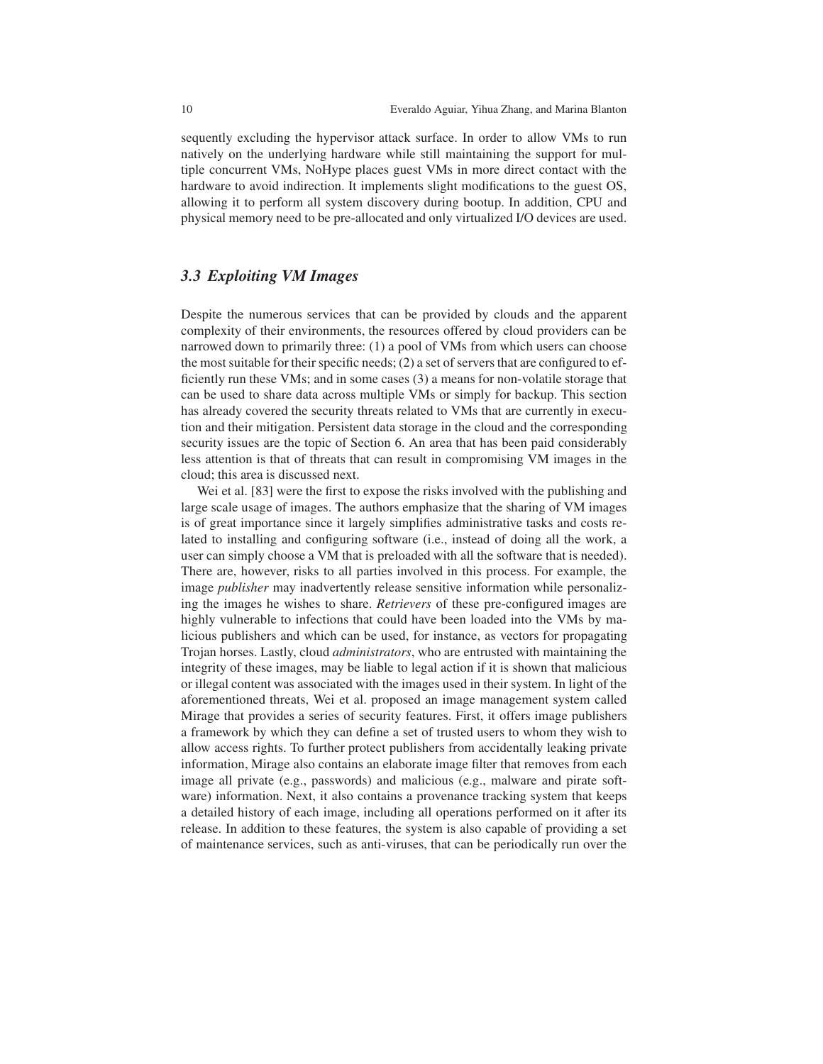sequently excluding the hypervisor attack surface. In order to allow VMs to run natively on the underlying hardware while still maintaining the support for multiple concurrent VMs, NoHype places guest VMs in more direct contact with the hardware to avoid indirection. It implements slight modifications to the guest OS, allowing it to perform all system discovery during bootup. In addition, CPU and physical memory need to be pre-allocated and only virtualized I/O devices are used.

### *3.3 Exploiting VM Images*

Despite the numerous services that can be provided by clouds and the apparent complexity of their environments, the resources offered by cloud providers can be narrowed down to primarily three: (1) a pool of VMs from which users can choose the most suitable for their specific needs; (2) a set of servers that are configured to efficiently run these VMs; and in some cases (3) a means for non-volatile storage that can be used to share data across multiple VMs or simply for backup. This section has already covered the security threats related to VMs that are currently in execution and their mitigation. Persistent data storage in the cloud and the corresponding security issues are the topic of Section 6. An area that has been paid considerably less attention is that of threats that can result in compromising VM images in the cloud; this area is discussed next.

Wei et al. [83] were the first to expose the risks involved with the publishing and large scale usage of images. The authors emphasize that the sharing of VM images is of great importance since it largely simplifies administrative tasks and costs related to installing and configuring software (i.e., instead of doing all the work, a user can simply choose a VM that is preloaded with all the software that is needed). There are, however, risks to all parties involved in this process. For example, the image *publisher* may inadvertently release sensitive information while personalizing the images he wishes to share. *Retrievers* of these pre-configured images are highly vulnerable to infections that could have been loaded into the VMs by malicious publishers and which can be used, for instance, as vectors for propagating Trojan horses. Lastly, cloud *administrators*, who are entrusted with maintaining the integrity of these images, may be liable to legal action if it is shown that malicious or illegal content was associated with the images used in their system. In light of the aforementioned threats, Wei et al. proposed an image management system called Mirage that provides a series of security features. First, it offers image publishers a framework by which they can define a set of trusted users to whom they wish to allow access rights. To further protect publishers from accidentally leaking private information, Mirage also contains an elaborate image filter that removes from each image all private (e.g., passwords) and malicious (e.g., malware and pirate software) information. Next, it also contains a provenance tracking system that keeps a detailed history of each image, including all operations performed on it after its release. In addition to these features, the system is also capable of providing a set of maintenance services, such as anti-viruses, that can be periodically run over the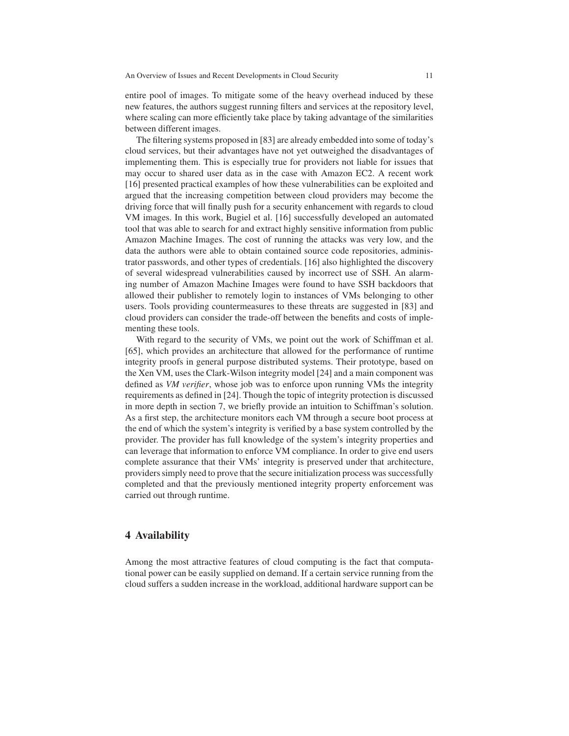entire pool of images. To mitigate some of the heavy overhead induced by these new features, the authors suggest running filters and services at the repository level, where scaling can more efficiently take place by taking advantage of the similarities between different images.

The filtering systems proposed in [83] are already embedded into some of today's cloud services, but their advantages have not yet outweighed the disadvantages of implementing them. This is especially true for providers not liable for issues that may occur to shared user data as in the case with Amazon EC2. A recent work [16] presented practical examples of how these vulnerabilities can be exploited and argued that the increasing competition between cloud providers may become the driving force that will finally push for a security enhancement with regards to cloud VM images. In this work, Bugiel et al. [16] successfully developed an automated tool that was able to search for and extract highly sensitive information from public Amazon Machine Images. The cost of running the attacks was very low, and the data the authors were able to obtain contained source code repositories, administrator passwords, and other types of credentials. [16] also highlighted the discovery of several widespread vulnerabilities caused by incorrect use of SSH. An alarming number of Amazon Machine Images were found to have SSH backdoors that allowed their publisher to remotely login to instances of VMs belonging to other users. Tools providing countermeasures to these threats are suggested in [83] and cloud providers can consider the trade-off between the benefits and costs of implementing these tools.

With regard to the security of VMs, we point out the work of Schiffman et al. [65], which provides an architecture that allowed for the performance of runtime integrity proofs in general purpose distributed systems. Their prototype, based on the Xen VM, uses the Clark-Wilson integrity model [24] and a main component was defined as *VM verifier*, whose job was to enforce upon running VMs the integrity requirements as defined in [24]. Though the topic of integrity protection is discussed in more depth in section 7, we briefly provide an intuition to Schiffman's solution. As a first step, the architecture monitors each VM through a secure boot process at the end of which the system's integrity is verified by a base system controlled by the provider. The provider has full knowledge of the system's integrity properties and can leverage that information to enforce VM compliance. In order to give end users complete assurance that their VMs' integrity is preserved under that architecture, providers simply need to prove that the secure initialization process was successfully completed and that the previously mentioned integrity property enforcement was carried out through runtime.

## 4 Availability

Among the most attractive features of cloud computing is the fact that computational power can be easily supplied on demand. If a certain service running from the cloud suffers a sudden increase in the workload, additional hardware support can be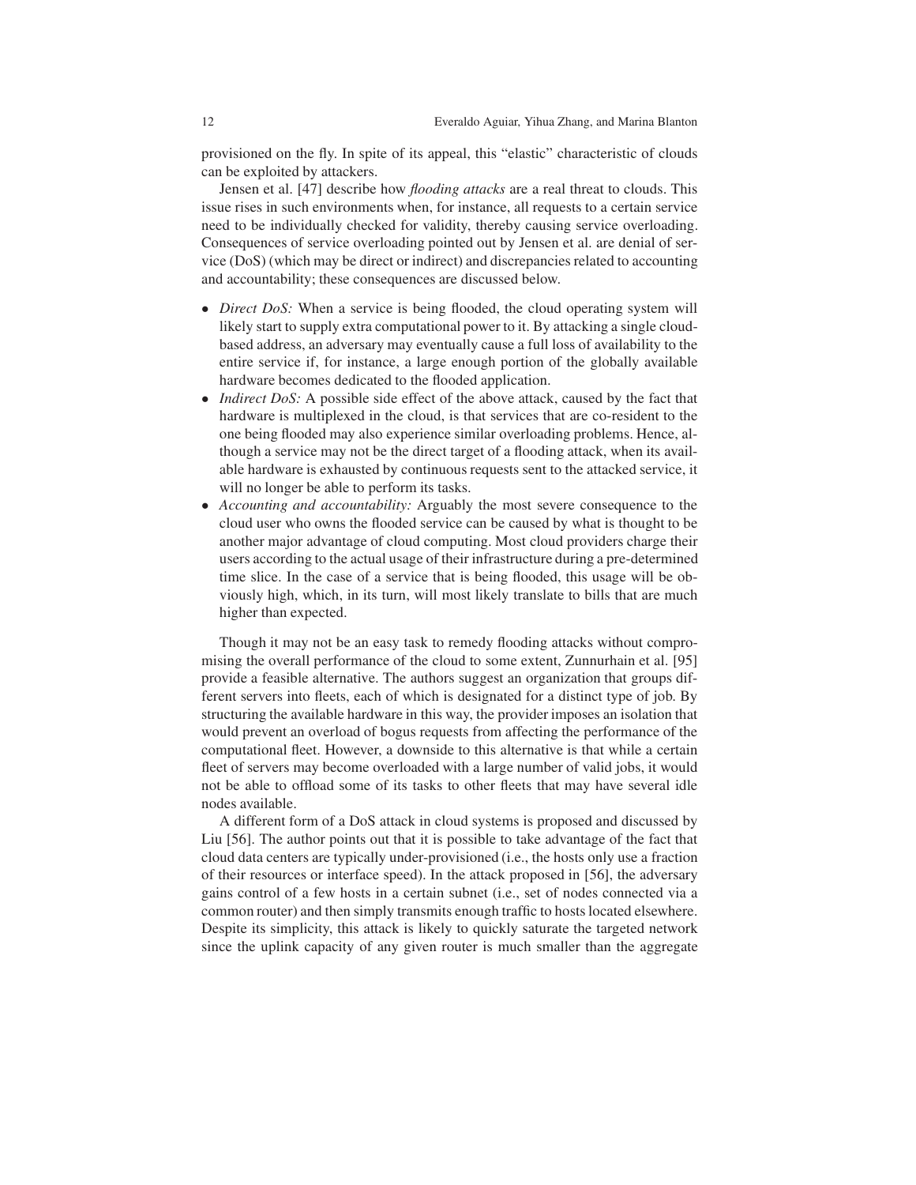provisioned on the fly. In spite of its appeal, this "elastic" characteristic of clouds can be exploited by attackers.

Jensen et al. [47] describe how *flooding attacks* are a real threat to clouds. This issue rises in such environments when, for instance, all requests to a certain service need to be individually checked for validity, thereby causing service overloading. Consequences of service overloading pointed out by Jensen et al. are denial of service (DoS) (which may be direct or indirect) and discrepancies related to accounting and accountability; these consequences are discussed below.

- *Direct DoS:* When a service is being flooded, the cloud operating system will likely start to supply extra computational power to it. By attacking a single cloud-based address, an adversary may eventually cause a full loss of availability to the entire service if, for instance, a large enough portion of the globally available hardware becomes dedicated to the flooded application.
- *Indirect DoS:* A possible side effect of the above attack, caused by the fact that hardware is multiplexed in the cloud, is that services that are co-resident to the one being flooded may also experience similar overloading problems. Hence, although a service may not be the direct target of a flooding attack, when its available hardware is exhausted by continuous requests sent to the attacked service, it will no longer be able to perform its tasks.
- *Accounting and accountability:* Arguably the most severe consequence to the cloud user who owns the flooded service can be caused by what is thought to be another major advantage of cloud computing. Most cloud providers charge their users according to the actual usage of their infrastructure during a pre-determined time slice. In the case of a service that is being flooded, this usage will be obviously high, which, in its turn, will most likely translate to bills that are much higher than expected.

Though it may not be an easy task to remedy flooding attacks without compromising the overall performance of the cloud to some extent, Zunnurhain et al. [95] provide a feasible alternative. The authors suggest an organization that groups different servers into fleets, each of which is designated for a distinct type of job. By structuring the available hardware in this way, the provider imposes an isolation that would prevent an overload of bogus requests from affecting the performance of the computational fleet. However, a downside to this alternative is that while a certain fleet of servers may become overloaded with a large number of valid jobs, it would not be able to offload some of its tasks to other fleets that may have several idle nodes available.

A different form of a DoS attack in cloud systems is proposed and discussed by Liu [56]. The author points out that it is possible to take advantage of the fact that cloud data centers are typically under-provisioned (i.e., the hosts only use a fraction of their resources or interface speed). In the attack proposed in [56], the adversary gains control of a few hosts in a certain subnet (i.e., set of nodes connected via a common router) and then simply transmits enough traffic to hosts located elsewhere. Despite its simplicity, this attack is likely to quickly saturate the targeted network since the uplink capacity of any given router is much smaller than the aggregate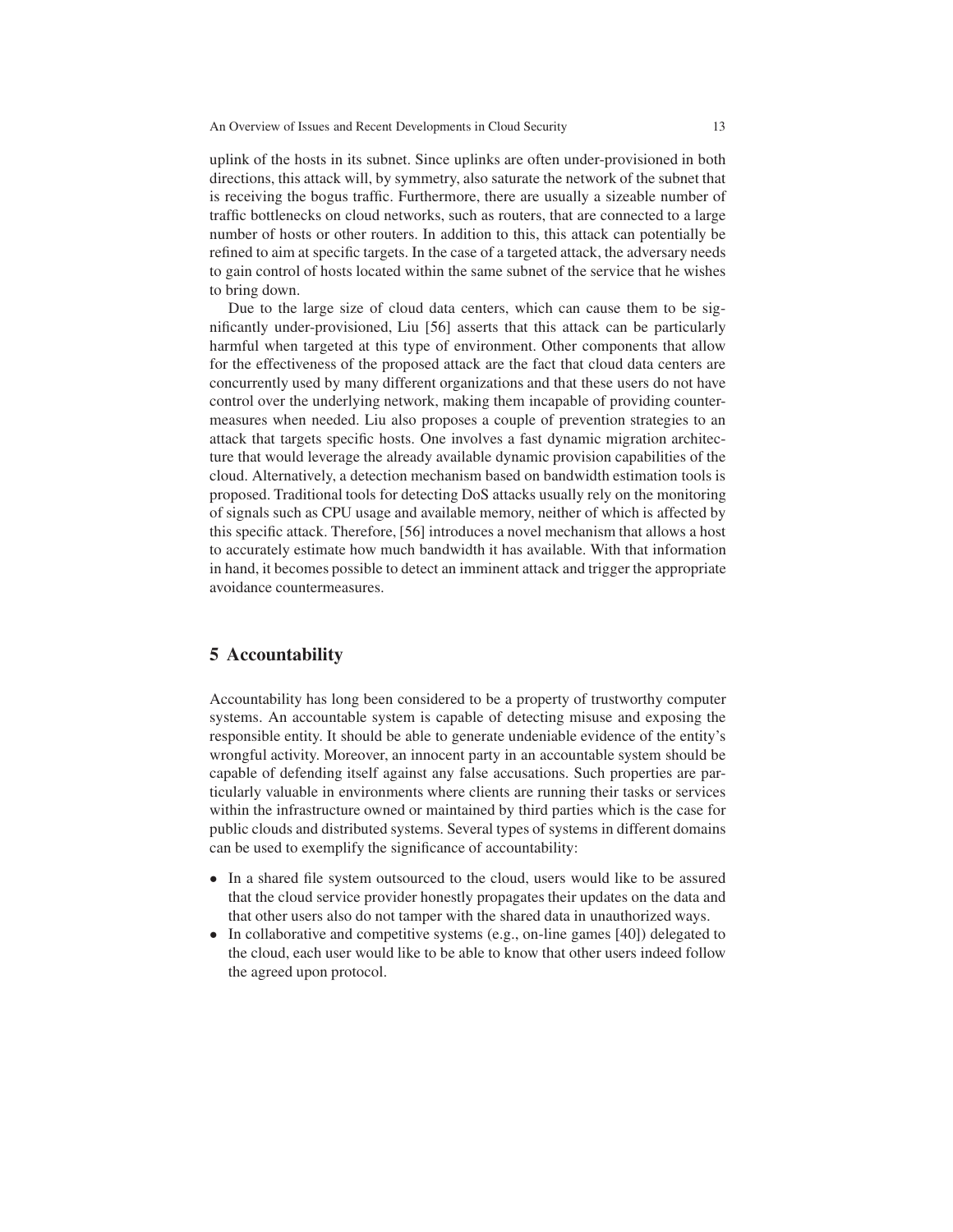uplink of the hosts in its subnet. Since uplinks are often under-provisioned in both directions, this attack will, by symmetry, also saturate the network of the subnet that is receiving the bogus traffic. Furthermore, there are usually a sizeable number of traffic bottlenecks on cloud networks, such as routers, that are connected to a large number of hosts or other routers. In addition to this, this attack can potentially be refined to aim at specific targets. In the case of a targeted attack, the adversary needs to gain control of hosts located within the same subnet of the service that he wishes to bring down.

Due to the large size of cloud data centers, which can cause them to be significantly under-provisioned, Liu [56] asserts that this attack can be particularly harmful when targeted at this type of environment. Other components that allow for the effectiveness of the proposed attack are the fact that cloud data centers are concurrently used by many different organizations and that these users do not have control over the underlying network, making them incapable of providing countermeasures when needed. Liu also proposes a couple of prevention strategies to an attack that targets specific hosts. One involves a fast dynamic migration architecture that would leverage the already available dynamic provision capabilities of the cloud. Alternatively, a detection mechanism based on bandwidth estimation tools is proposed. Traditional tools for detecting DoS attacks usually rely on the monitoring of signals such as CPU usage and available memory, neither of which is affected by this specific attack. Therefore, [56] introduces a novel mechanism that allows a host to accurately estimate how much bandwidth it has available. With that information in hand, it becomes possible to detect an imminent attack and trigger the appropriate avoidance countermeasures.

## 5 Accountability

Accountability has long been considered to be a property of trustworthy computer systems. An accountable system is capable of detecting misuse and exposing the responsible entity. It should be able to generate undeniable evidence of the entity's wrongful activity. Moreover, an innocent party in an accountable system should be capable of defending itself against any false accusations. Such properties are particularly valuable in environments where clients are running their tasks or services within the infrastructure owned or maintained by third parties which is the case for public clouds and distributed systems. Several types of systems in different domains can be used to exemplify the significance of accountability:

- In a shared file system outsourced to the cloud, users would like to be assured that the cloud service provider honestly propagates their updates on the data and that other users also do not tamper with the shared data in unauthorized ways.
- In collaborative and competitive systems (e.g., on-line games [40]) delegated to the cloud, each user would like to be able to know that other users indeed follow the agreed upon protocol.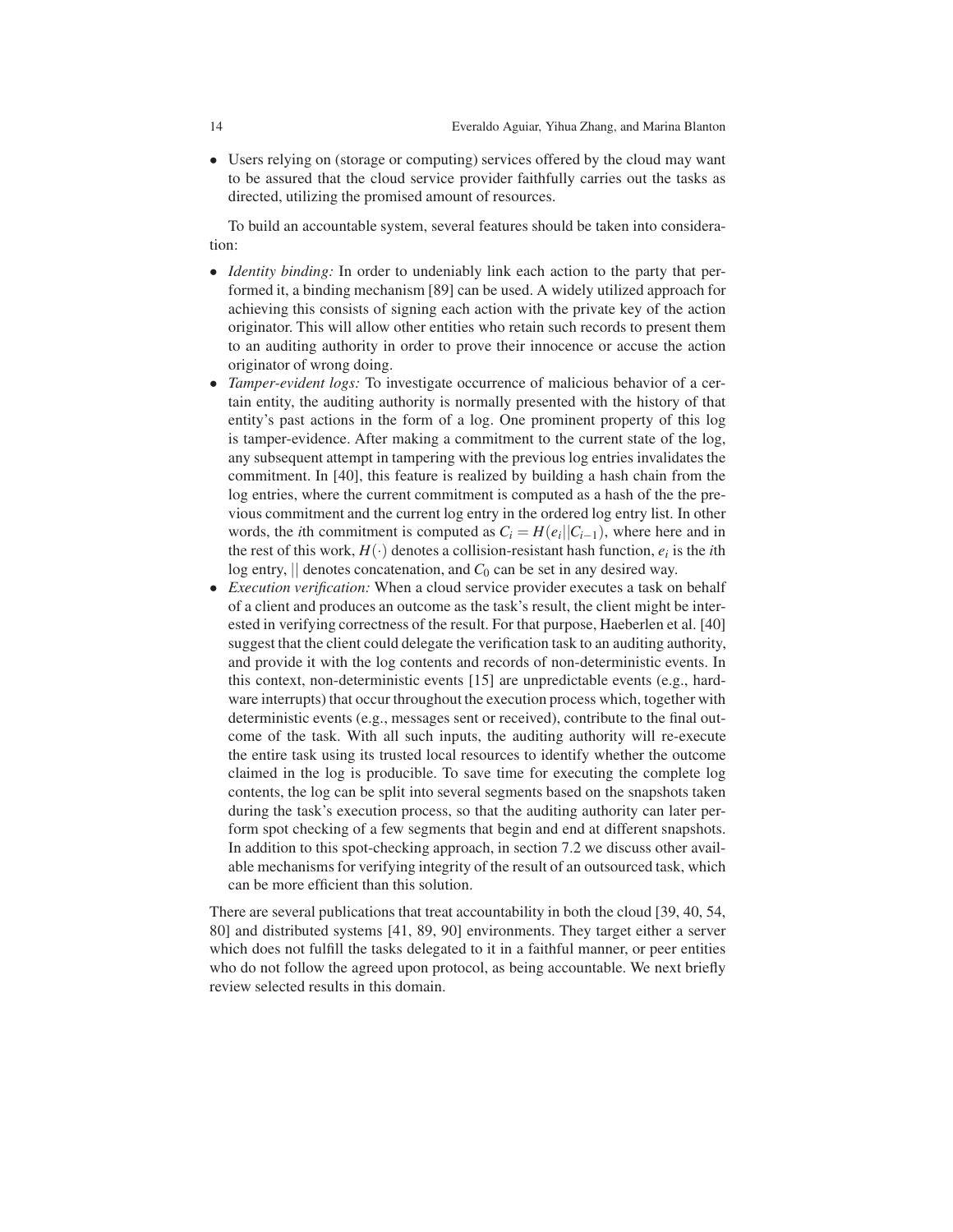- Users relying on (storage or computing) services offered by the cloud may want to be assured that the cloud service provider faithfully carries out the tasks as directed, utilizing the promised amount of resources.

To build an accountable system, several features should be taken into consideration:

- *Identity binding:* In order to undeniably link each action to the party that performed it, a binding mechanism [89] can be used. A widely utilized approach for achieving this consists of signing each action with the private key of the action originator. This will allow other entities who retain such records to present them to an auditing authority in order to prove their innocence or accuse the action originator of wrong doing.
- *Tamper-evident logs:* To investigate occurrence of malicious behavior of a certain entity, the auditing authority is normally presented with the history of that entity's past actions in the form of a log. One prominent property of this log is tamper-evidence. After making a commitment to the current state of the log, any subsequent attempt in tampering with the previous log entries invalidates the commitment. In [40], this feature is realized by building a hash chain from the log entries, where the current commitment is computed as a hash of the the previous commitment and the current log entry in the ordered log entry list. In other words, the $i$th commitment is computed as $C_i = H(e_i||C_{i-1})$, where here and in the rest of this work, $H(\cdot)$ denotes a collision-resistant hash function, $e_i$ is the $i$th log entry, $||$ denotes concatenation, and $C_0$ can be set in any desired way.
- *Execution verification:* When a cloud service provider executes a task on behalf of a client and produces an outcome as the task's result, the client might be interested in verifying correctness of the result. For that purpose, Haeberlen et al. [40] suggest that the client could delegate the verification task to an auditing authority, and provide it with the log contents and records of non-deterministic events. In this context, non-deterministic events [15] are unpredictable events (e.g., hardware interrupts) that occur throughout the execution process which, together with deterministic events (e.g., messages sent or received), contribute to the final outcome of the task. With all such inputs, the auditing authority will re-execute the entire task using its trusted local resources to identify whether the outcome claimed in the log is producible. To save time for executing the complete log contents, the log can be split into several segments based on the snapshots taken during the task's execution process, so that the auditing authority can later perform spot checking of a few segments that begin and end at different snapshots. In addition to this spot-checking approach, in section 7.2 we discuss other available mechanisms for verifying integrity of the result of an outsourced task, which can be more efficient than this solution.

There are several publications that treat accountability in both the cloud [39, 40, 54, 80] and distributed systems [41, 89, 90] environments. They target either a server which does not fulfill the tasks delegated to it in a faithful manner, or peer entities who do not follow the agreed upon protocol, as being accountable. We next briefly review selected results in this domain.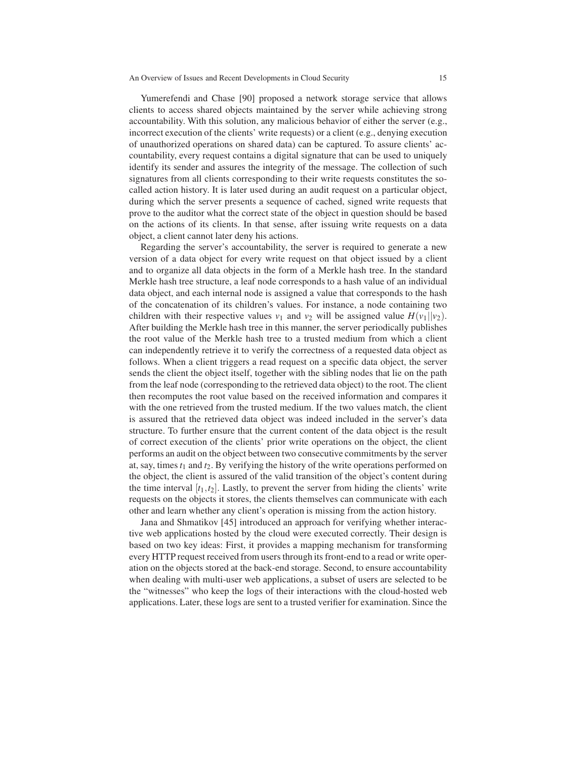Yumerefendi and Chase [90] proposed a network storage service that allows clients to access shared objects maintained by the server while achieving strong accountability. With this solution, any malicious behavior of either the server (e.g., incorrect execution of the clients' write requests) or a client (e.g., denying execution of unauthorized operations on shared data) can be captured. To assure clients' accountability, every request contains a digital signature that can be used to uniquely identify its sender and assures the integrity of the message. The collection of such signatures from all clients corresponding to their write requests constitutes the so-called action history. It is later used during an audit request on a particular object, during which the server presents a sequence of cached, signed write requests that prove to the auditor what the correct state of the object in question should be based on the actions of its clients. In that sense, after issuing write requests on a data object, a client cannot later deny his actions.

Regarding the server's accountability, the server is required to generate a new version of a data object for every write request on that object issued by a client and to organize all data objects in the form of a Merkle hash tree. In the standard Merkle hash tree structure, a leaf node corresponds to a hash value of an individual data object, and each internal node is assigned a value that corresponds to the hash of the concatenation of its children's values. For instance, a node containing two children with their respective values $v_1$ and $v_2$ will be assigned value $H(v_1||v_2)$. After building the Merkle hash tree in this manner, the server periodically publishes the root value of the Merkle hash tree to a trusted medium from which a client can independently retrieve it to verify the correctness of a requested data object as follows. When a client triggers a read request on a specific data object, the server sends the client the object itself, together with the sibling nodes that lie on the path from the leaf node (corresponding to the retrieved data object) to the root. The client then recomputes the root value based on the received information and compares it with the one retrieved from the trusted medium. If the two values match, the client is assured that the retrieved data object was indeed included in the server's data structure. To further ensure that the current content of the data object is the result of correct execution of the clients' prior write operations on the object, the client performs an audit on the object between two consecutive commitments by the server at, say, times $t_1$ and $t_2$. By verifying the history of the write operations performed on the object, the client is assured of the valid transition of the object's content during the time interval $[t_1, t_2]$. Lastly, to prevent the server from hiding the clients' write requests on the objects it stores, the clients themselves can communicate with each other and learn whether any client's operation is missing from the action history.

Jana and Shmatikov [45] introduced an approach for verifying whether interactive web applications hosted by the cloud were executed correctly. Their design is based on two key ideas: First, it provides a mapping mechanism for transforming every HTTP request received from users through its front-end to a read or write operation on the objects stored at the back-end storage. Second, to ensure accountability when dealing with multi-user web applications, a subset of users are selected to be the "witnesses" who keep the logs of their interactions with the cloud-hosted web applications. Later, these logs are sent to a trusted verifier for examination. Since the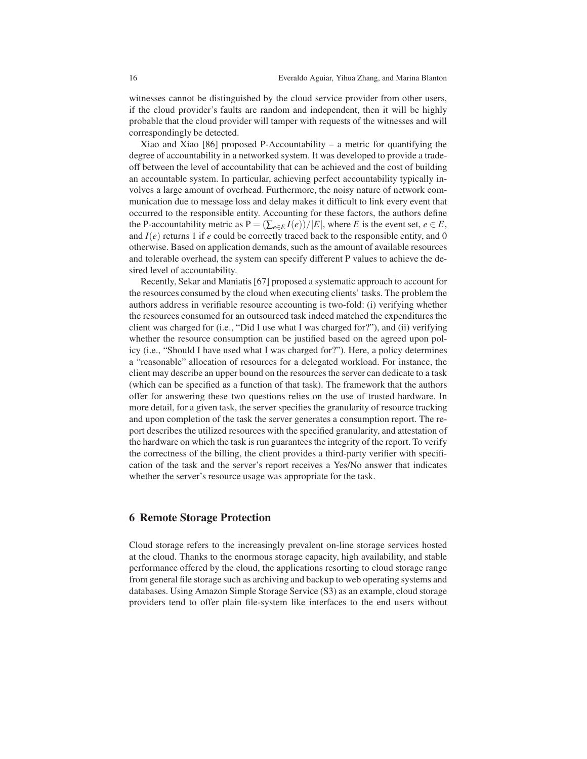witnesses cannot be distinguished by the cloud service provider from other users, if the cloud provider's faults are random and independent, then it will be highly probable that the cloud provider will tamper with requests of the witnesses and will correspondingly be detected.

Xiao and Xiao [86] proposed P-Accountability – a metric for quantifying the degree of accountability in a networked system. It was developed to provide a tradeoff between the level of accountability that can be achieved and the cost of building an accountable system. In particular, achieving perfect accountability typically involves a large amount of overhead. Furthermore, the noisy nature of network communication due to message loss and delay makes it difficult to link every event that occurred to the responsible entity. Accounting for these factors, the authors define the P-accountability metric as $\mathrm{P} = (\sum_{e \in E} I(e))/|E|$, where $E$ is the event set, $e \in E$, and $I(e)$ returns 1 if $e$ could be correctly traced back to the responsible entity, and 0 otherwise. Based on application demands, such as the amount of available resources and tolerable overhead, the system can specify different P values to achieve the desired level of accountability.

Recently, Sekar and Maniatis [67] proposed a systematic approach to account for the resources consumed by the cloud when executing clients' tasks. The problem the authors address in verifiable resource accounting is two-fold: (i) verifying whether the resources consumed for an outsourced task indeed matched the expenditures the client was charged for (i.e., "Did I use what I was charged for?"), and (ii) verifying whether the resource consumption can be justified based on the agreed upon policy (i.e., "Should I have used what I was charged for?"). Here, a policy determines a "reasonable" allocation of resources for a delegated workload. For instance, the client may describe an upper bound on the resources the server can dedicate to a task (which can be specified as a function of that task). The framework that the authors offer for answering these two questions relies on the use of trusted hardware. In more detail, for a given task, the server specifies the granularity of resource tracking and upon completion of the task the server generates a consumption report. The report describes the utilized resources with the specified granularity, and attestation of the hardware on which the task is run guarantees the integrity of the report. To verify the correctness of the billing, the client provides a third-party verifier with specification of the task and the server's report receives a Yes/No answer that indicates whether the server's resource usage was appropriate for the task.

## 6 Remote Storage Protection

Cloud storage refers to the increasingly prevalent on-line storage services hosted at the cloud. Thanks to the enormous storage capacity, high availability, and stable performance offered by the cloud, the applications resorting to cloud storage range from general file storage such as archiving and backup to web operating systems and databases. Using Amazon Simple Storage Service (S3) as an example, cloud storage providers tend to offer plain file-system like interfaces to the end users without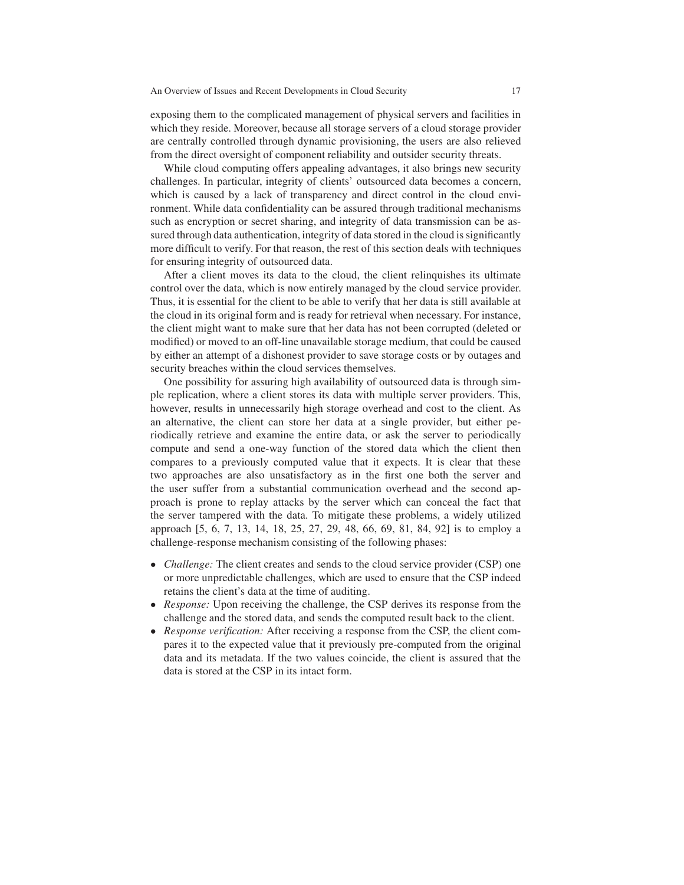exposing them to the complicated management of physical servers and facilities in which they reside. Moreover, because all storage servers of a cloud storage provider are centrally controlled through dynamic provisioning, the users are also relieved from the direct oversight of component reliability and outsider security threats.

While cloud computing offers appealing advantages, it also brings new security challenges. In particular, integrity of clients' outsourced data becomes a concern, which is caused by a lack of transparency and direct control in the cloud environment. While data confidentiality can be assured through traditional mechanisms such as encryption or secret sharing, and integrity of data transmission can be assured through data authentication, integrity of data stored in the cloud is significantly more difficult to verify. For that reason, the rest of this section deals with techniques for ensuring integrity of outsourced data.

After a client moves its data to the cloud, the client relinquishes its ultimate control over the data, which is now entirely managed by the cloud service provider. Thus, it is essential for the client to be able to verify that her data is still available at the cloud in its original form and is ready for retrieval when necessary. For instance, the client might want to make sure that her data has not been corrupted (deleted or modified) or moved to an off-line unavailable storage medium, that could be caused by either an attempt of a dishonest provider to save storage costs or by outages and security breaches within the cloud services themselves.

One possibility for assuring high availability of outsourced data is through simple replication, where a client stores its data with multiple server providers. This, however, results in unnecessarily high storage overhead and cost to the client. As an alternative, the client can store her data at a single provider, but either periodically retrieve and examine the entire data, or ask the server to periodically compute and send a one-way function of the stored data which the client then compares to a previously computed value that it expects. It is clear that these two approaches are also unsatisfactory as in the first one both the server and the user suffer from a substantial communication overhead and the second approach is prone to replay attacks by the server which can conceal the fact that the server tampered with the data. To mitigate these problems, a widely utilized approach [5, 6, 7, 13, 14, 18, 25, 27, 29, 48, 66, 69, 81, 84, 92] is to employ a challenge-response mechanism consisting of the following phases:

- *Challenge:* The client creates and sends to the cloud service provider (CSP) one or more unpredictable challenges, which are used to ensure that the CSP indeed retains the client's data at the time of auditing.
- *Response:* Upon receiving the challenge, the CSP derives its response from the challenge and the stored data, and sends the computed result back to the client.
- *Response verification:* After receiving a response from the CSP, the client compares it to the expected value that it previously pre-computed from the original data and its metadata. If the two values coincide, the client is assured that the data is stored at the CSP in its intact form.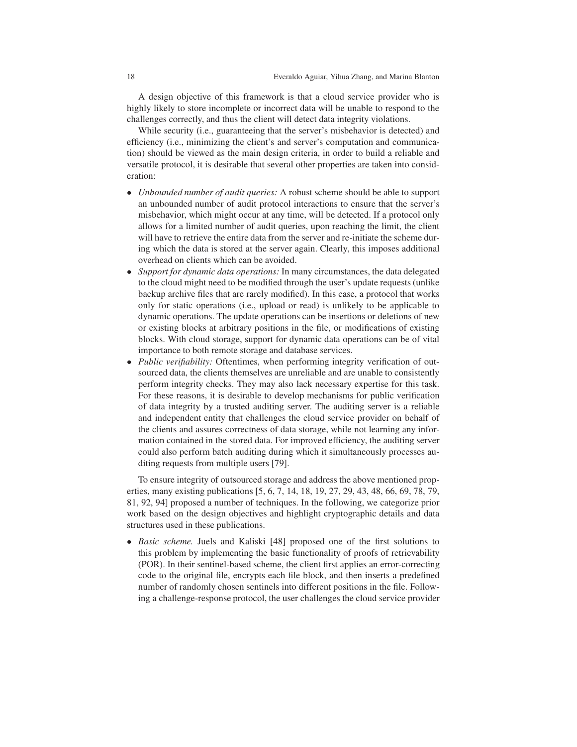A design objective of this framework is that a cloud service provider who is highly likely to store incomplete or incorrect data will be unable to respond to the challenges correctly, and thus the client will detect data integrity violations.

While security (i.e., guaranteeing that the server's misbehavior is detected) and efficiency (i.e., minimizing the client's and server's computation and communication) should be viewed as the main design criteria, in order to build a reliable and versatile protocol, it is desirable that several other properties are taken into consideration:

- *Unbounded number of audit queries:* A robust scheme should be able to support an unbounded number of audit protocol interactions to ensure that the server's misbehavior, which might occur at any time, will be detected. If a protocol only allows for a limited number of audit queries, upon reaching the limit, the client will have to retrieve the entire data from the server and re-initiate the scheme during which the data is stored at the server again. Clearly, this imposes additional overhead on clients which can be avoided.
- *Support for dynamic data operations:* In many circumstances, the data delegated to the cloud might need to be modified through the user's update requests (unlike backup archive files that are rarely modified). In this case, a protocol that works only for static operations (i.e., upload or read) is unlikely to be applicable to dynamic operations. The update operations can be insertions or deletions of new or existing blocks at arbitrary positions in the file, or modifications of existing blocks. With cloud storage, support for dynamic data operations can be of vital importance to both remote storage and database services.
- *Public verifiability:* Oftentimes, when performing integrity verification of outsourced data, the clients themselves are unreliable and are unable to consistently perform integrity checks. They may also lack necessary expertise for this task. For these reasons, it is desirable to develop mechanisms for public verification of data integrity by a trusted auditing server. The auditing server is a reliable and independent entity that challenges the cloud service provider on behalf of the clients and assures correctness of data storage, while not learning any information contained in the stored data. For improved efficiency, the auditing server could also perform batch auditing during which it simultaneously processes auditing requests from multiple users [79].

To ensure integrity of outsourced storage and address the above mentioned properties, many existing publications [5, 6, 7, 14, 18, 19, 27, 29, 43, 48, 66, 69, 78, 79, 81, 92, 94] proposed a number of techniques. In the following, we categorize prior work based on the design objectives and highlight cryptographic details and data structures used in these publications.

- *Basic scheme.* Juels and Kaliski [48] proposed one of the first solutions to this problem by implementing the basic functionality of proofs of retrievability (POR). In their sentinel-based scheme, the client first applies an error-correcting code to the original file, encrypts each file block, and then inserts a predefined number of randomly chosen sentinels into different positions in the file. Following a challenge-response protocol, the user challenges the cloud service provider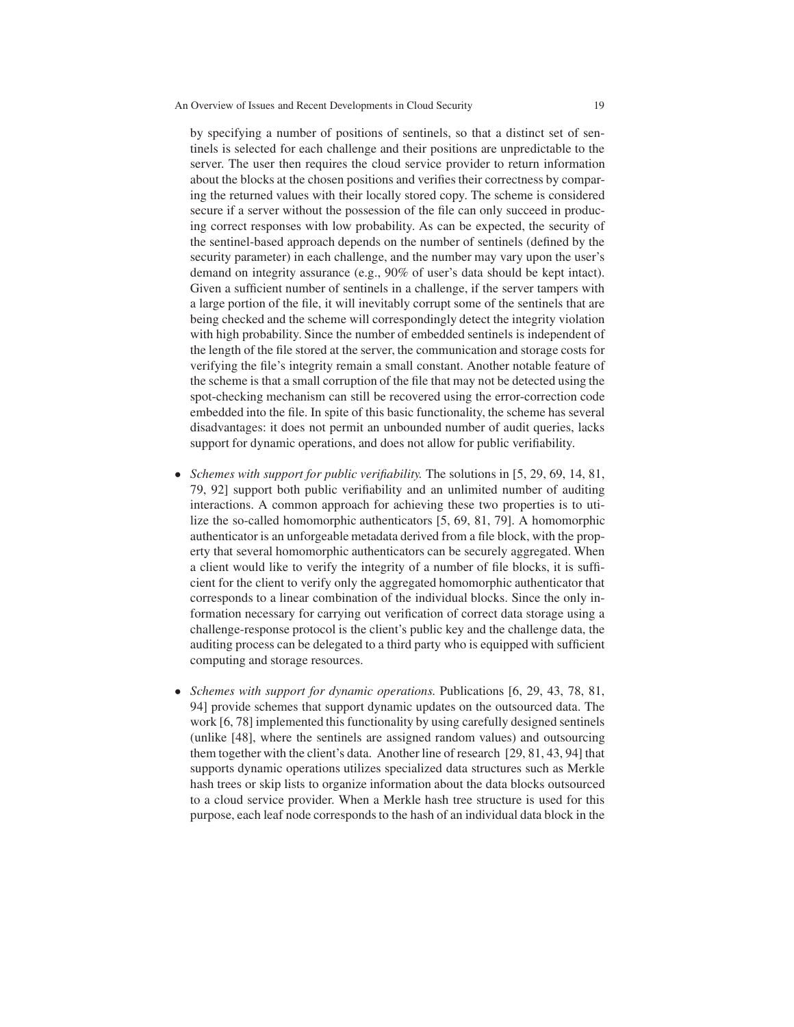by specifying a number of positions of sentinels, so that a distinct set of sentinels is selected for each challenge and their positions are unpredictable to the server. The user then requires the cloud service provider to return information about the blocks at the chosen positions and verifies their correctness by comparing the returned values with their locally stored copy. The scheme is considered secure if a server without the possession of the file can only succeed in producing correct responses with low probability. As can be expected, the security of the sentinel-based approach depends on the number of sentinels (defined by the security parameter) in each challenge, and the number may vary upon the user's demand on integrity assurance (e.g., 90% of user's data should be kept intact). Given a sufficient number of sentinels in a challenge, if the server tampers with a large portion of the file, it will inevitably corrupt some of the sentinels that are being checked and the scheme will correspondingly detect the integrity violation with high probability. Since the number of embedded sentinels is independent of the length of the file stored at the server, the communication and storage costs for verifying the file's integrity remain a small constant. Another notable feature of the scheme is that a small corruption of the file that may not be detected using the spot-checking mechanism can still be recovered using the error-correction code embedded into the file. In spite of this basic functionality, the scheme has several disadvantages: it does not permit an unbounded number of audit queries, lacks support for dynamic operations, and does not allow for public verifiability.

- *Schemes with support for public verifiability.* The solutions in [5, 29, 69, 14, 81, 79, 92] support both public verifiability and an unlimited number of auditing interactions. A common approach for achieving these two properties is to utilize the so-called homomorphic authenticators [5, 69, 81, 79]. A homomorphic authenticator is an unforgeable metadata derived from a file block, with the property that several homomorphic authenticators can be securely aggregated. When a client would like to verify the integrity of a number of file blocks, it is sufficient for the client to verify only the aggregated homomorphic authenticator that corresponds to a linear combination of the individual blocks. Since the only information necessary for carrying out verification of correct data storage using a challenge-response protocol is the client's public key and the challenge data, the auditing process can be delegated to a third party who is equipped with sufficient computing and storage resources.

- *Schemes with support for dynamic operations.* Publications [6, 29, 43, 78, 81, 94] provide schemes that support dynamic updates on the outsourced data. The work [6, 78] implemented this functionality by using carefully designed sentinels (unlike [48], where the sentinels are assigned random values) and outsourcing them together with the client's data. Another line of research [29, 81, 43, 94] that supports dynamic operations utilizes specialized data structures such as Merkle hash trees or skip lists to organize information about the data blocks outsourced to a cloud service provider. When a Merkle hash tree structure is used for this purpose, each leaf node corresponds to the hash of an individual data block in the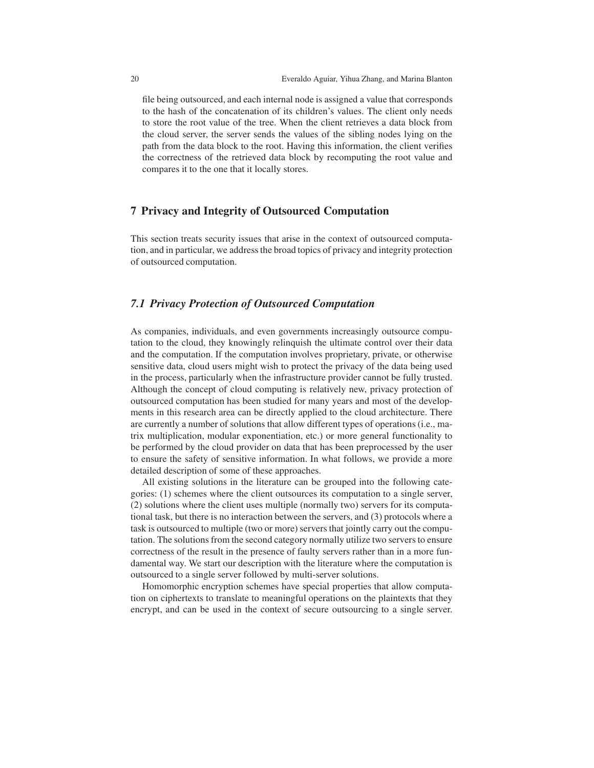file being outsourced, and each internal node is assigned a value that corresponds to the hash of the concatenation of its children's values. The client only needs to store the root value of the tree. When the client retrieves a data block from the cloud server, the server sends the values of the sibling nodes lying on the path from the data block to the root. Having this information, the client verifies the correctness of the retrieved data block by recomputing the root value and compares it to the one that it locally stores.

## 7 Privacy and Integrity of Outsourced Computation

This section treats security issues that arise in the context of outsourced computation, and in particular, we address the broad topics of privacy and integrity protection of outsourced computation.

### *7.1 Privacy Protection of Outsourced Computation*

As companies, individuals, and even governments increasingly outsource computation to the cloud, they knowingly relinquish the ultimate control over their data and the computation. If the computation involves proprietary, private, or otherwise sensitive data, cloud users might wish to protect the privacy of the data being used in the process, particularly when the infrastructure provider cannot be fully trusted. Although the concept of cloud computing is relatively new, privacy protection of outsourced computation has been studied for many years and most of the developments in this research area can be directly applied to the cloud architecture. There are currently a number of solutions that allow different types of operations (i.e., matrix multiplication, modular exponentiation, etc.) or more general functionality to be performed by the cloud provider on data that has been preprocessed by the user to ensure the safety of sensitive information. In what follows, we provide a more detailed description of some of these approaches.

All existing solutions in the literature can be grouped into the following categories: (1) schemes where the client outsources its computation to a single server, (2) solutions where the client uses multiple (normally two) servers for its computational task, but there is no interaction between the servers, and (3) protocols where a task is outsourced to multiple (two or more) servers that jointly carry out the computation. The solutions from the second category normally utilize two servers to ensure correctness of the result in the presence of faulty servers rather than in a more fundamental way. We start our description with the literature where the computation is outsourced to a single server followed by multi-server solutions.

Homomorphic encryption schemes have special properties that allow computation on ciphertexts to translate to meaningful operations on the plaintexts that they encrypt, and can be used in the context of secure outsourcing to a single server.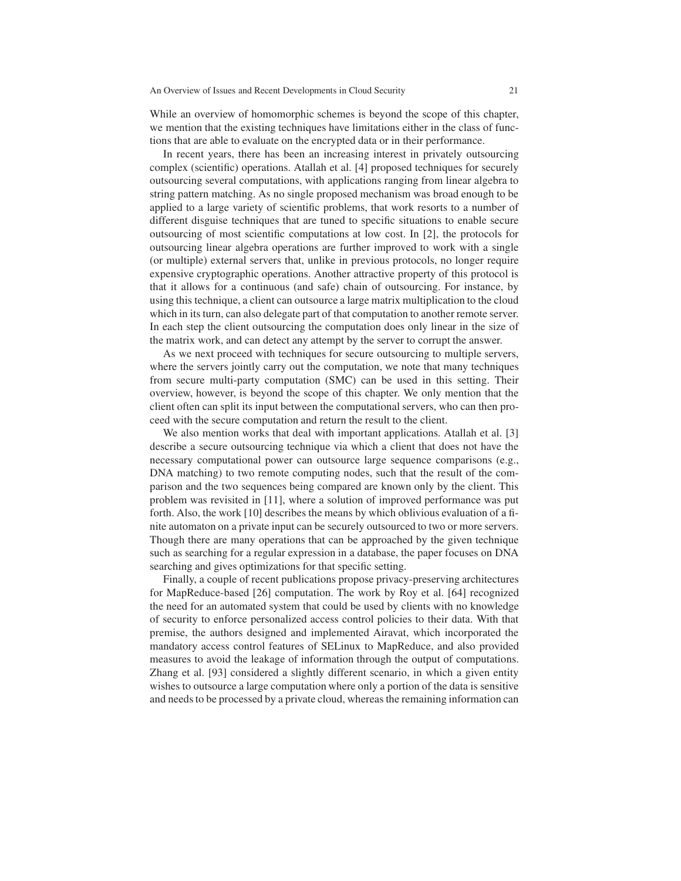While an overview of homomorphic schemes is beyond the scope of this chapter, we mention that the existing techniques have limitations either in the class of functions that are able to evaluate on the encrypted data or in their performance.

In recent years, there has been an increasing interest in privately outsourcing complex (scientific) operations. Atallah et al. [4] proposed techniques for securely outsourcing several computations, with applications ranging from linear algebra to string pattern matching. As no single proposed mechanism was broad enough to be applied to a large variety of scientific problems, that work resorts to a number of different disguise techniques that are tuned to specific situations to enable secure outsourcing of most scientific computations at low cost. In [2], the protocols for outsourcing linear algebra operations are further improved to work with a single (or multiple) external servers that, unlike in previous protocols, no longer require expensive cryptographic operations. Another attractive property of this protocol is that it allows for a continuous (and safe) chain of outsourcing. For instance, by using this technique, a client can outsource a large matrix multiplication to the cloud which in its turn, can also delegate part of that computation to another remote server. In each step the client outsourcing the computation does only linear in the size of the matrix work, and can detect any attempt by the server to corrupt the answer.

As we next proceed with techniques for secure outsourcing to multiple servers, where the servers jointly carry out the computation, we note that many techniques from secure multi-party computation (SMC) can be used in this setting. Their overview, however, is beyond the scope of this chapter. We only mention that the client often can split its input between the computational servers, who can then proceed with the secure computation and return the result to the client.

We also mention works that deal with important applications. Atallah et al. [3] describe a secure outsourcing technique via which a client that does not have the necessary computational power can outsource large sequence comparisons (e.g., DNA matching) to two remote computing nodes, such that the result of the comparison and the two sequences being compared are known only by the client. This problem was revisited in [11], where a solution of improved performance was put forth. Also, the work [10] describes the means by which oblivious evaluation of a finite automaton on a private input can be securely outsourced to two or more servers. Though there are many operations that can be approached by the given technique such as searching for a regular expression in a database, the paper focuses on DNA searching and gives optimizations for that specific setting.

Finally, a couple of recent publications propose privacy-preserving architectures for MapReduce-based [26] computation. The work by Roy et al. [64] recognized the need for an automated system that could be used by clients with no knowledge of security to enforce personalized access control policies to their data. With that premise, the authors designed and implemented Airavat, which incorporated the mandatory access control features of SELinux to MapReduce, and also provided measures to avoid the leakage of information through the output of computations. Zhang et al. [93] considered a slightly different scenario, in which a given entity wishes to outsource a large computation where only a portion of the data is sensitive and needs to be processed by a private cloud, whereas the remaining information can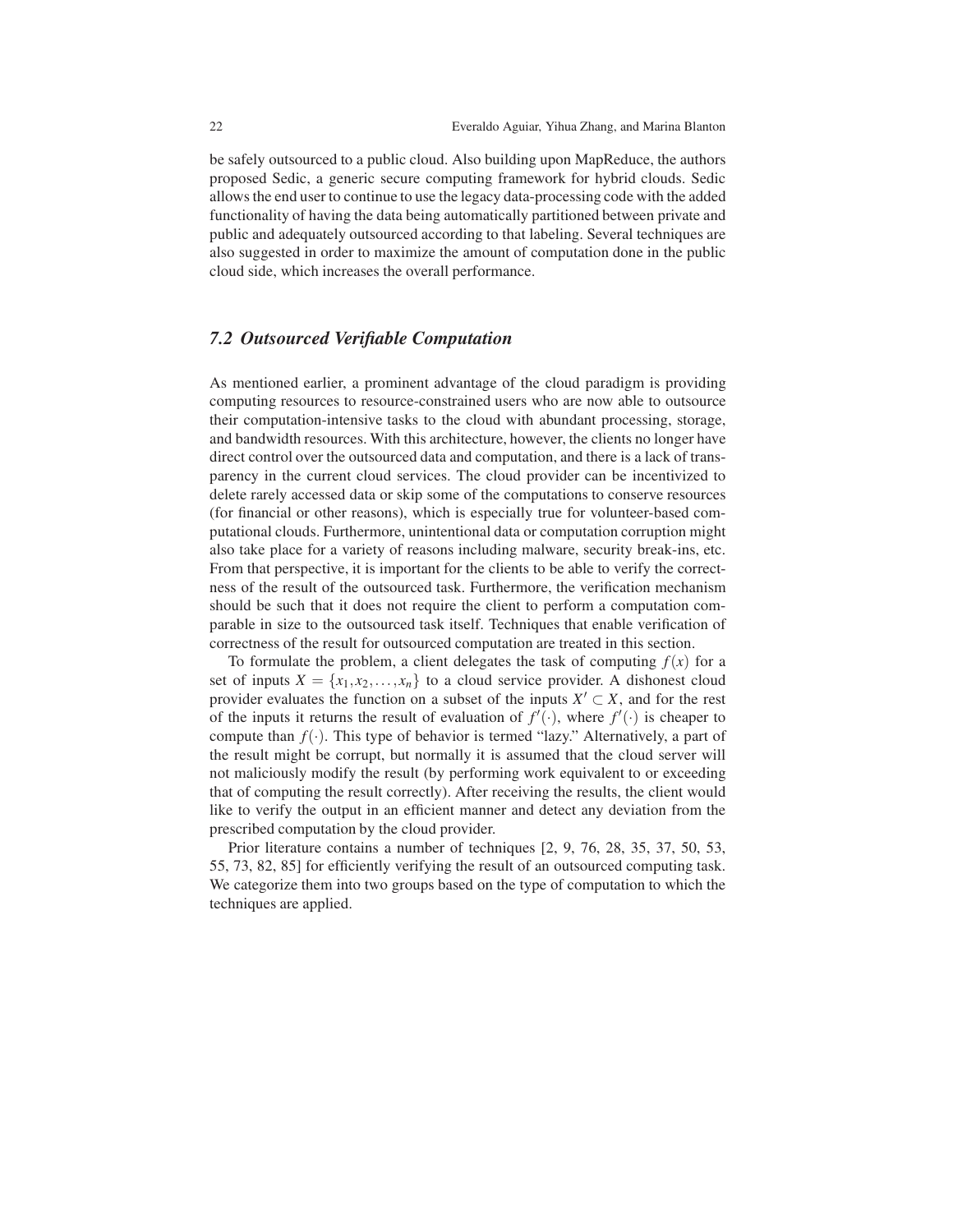be safely outsourced to a public cloud. Also building upon MapReduce, the authors proposed Sedic, a generic secure computing framework for hybrid clouds. Sedic allows the end user to continue to use the legacy data-processing code with the added functionality of having the data being automatically partitioned between private and public and adequately outsourced according to that labeling. Several techniques are also suggested in order to maximize the amount of computation done in the public cloud side, which increases the overall performance.

### *7.2 Outsourced Verifiable Computation*

As mentioned earlier, a prominent advantage of the cloud paradigm is providing computing resources to resource-constrained users who are now able to outsource their computation-intensive tasks to the cloud with abundant processing, storage, and bandwidth resources. With this architecture, however, the clients no longer have direct control over the outsourced data and computation, and there is a lack of transparency in the current cloud services. The cloud provider can be incentivized to delete rarely accessed data or skip some of the computations to conserve resources (for financial or other reasons), which is especially true for volunteer-based computational clouds. Furthermore, unintentional data or computation corruption might also take place for a variety of reasons including malware, security break-ins, etc. From that perspective, it is important for the clients to be able to verify the correctness of the result of the outsourced task. Furthermore, the verification mechanism should be such that it does not require the client to perform a computation comparable in size to the outsourced task itself. Techniques that enable verification of correctness of the result for outsourced computation are treated in this section.

To formulate the problem, a client delegates the task of computing $f(x)$ for a set of inputs $X = \{x_1, x_2, \ldots, x_n\}$ to a cloud service provider. A dishonest cloud provider evaluates the function on a subset of the inputs $X' \subset X$, and for the rest of the inputs it returns the result of evaluation of $f'(\cdot)$, where $f'(\cdot)$ is cheaper to compute than $f(\cdot)$. This type of behavior is termed "lazy." Alternatively, a part of the result might be corrupt, but normally it is assumed that the cloud server will not maliciously modify the result (by performing work equivalent to or exceeding that of computing the result correctly). After receiving the results, the client would like to verify the output in an efficient manner and detect any deviation from the prescribed computation by the cloud provider.

Prior literature contains a number of techniques [2, 9, 76, 28, 35, 37, 50, 53, 55, 73, 82, 85] for efficiently verifying the result of an outsourced computing task. We categorize them into two groups based on the type of computation to which the techniques are applied.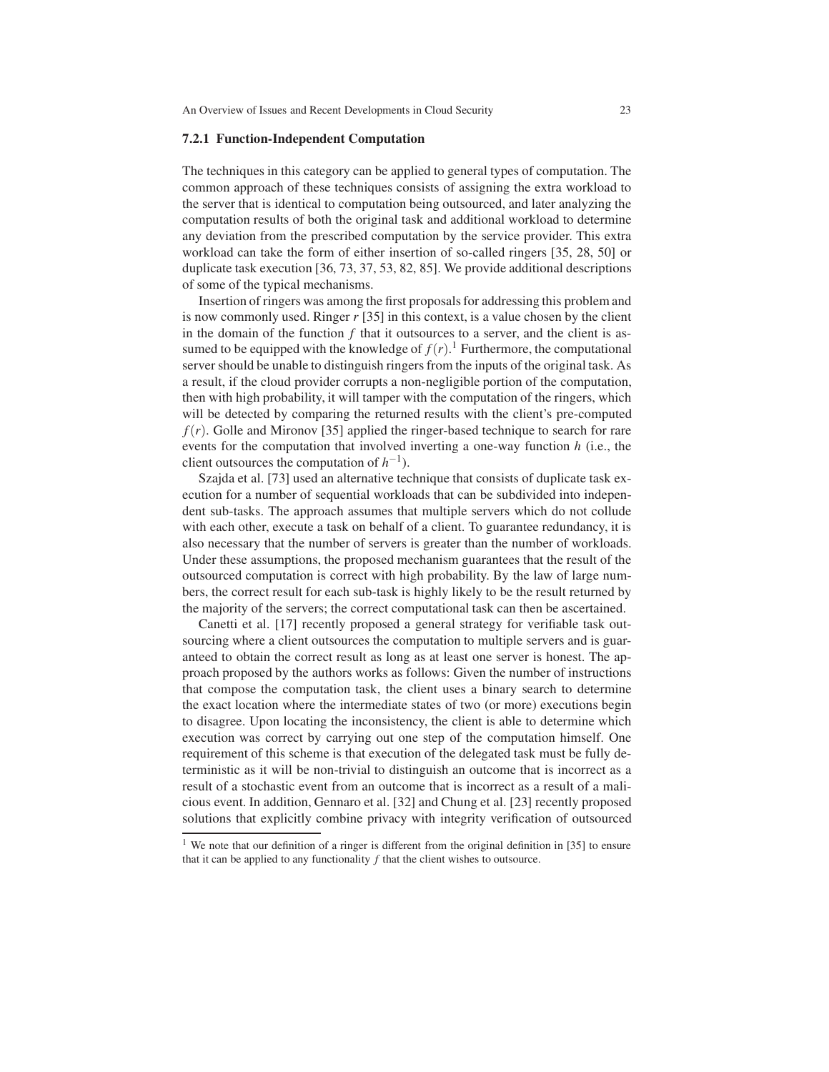### 7.2.1 Function-Independent Computation

The techniques in this category can be applied to general types of computation. The common approach of these techniques consists of assigning the extra workload to the server that is identical to computation being outsourced, and later analyzing the computation results of both the original task and additional workload to determine any deviation from the prescribed computation by the service provider. This extra workload can take the form of either insertion of so-called ringers [35, 28, 50] or duplicate task execution [36, 73, 37, 53, 82, 85]. We provide additional descriptions of some of the typical mechanisms.

Insertion of ringers was among the first proposals for addressing this problem and is now commonly used. Ringer $r$ [35] in this context, is a value chosen by the client in the domain of the function $f$ that it outsources to a server, and the client is assumed to be equipped with the knowledge of $f(r)$.[1] Furthermore, the computational server should be unable to distinguish ringers from the inputs of the original task. As a result, if the cloud provider corrupts a non-negligible portion of the computation, then with high probability, it will tamper with the computation of the ringers, which will be detected by comparing the returned results with the client's pre-computed $f(r)$. Golle and Mironov [35] applied the ringer-based technique to search for rare events for the computation that involved inverting a one-way function $h$ (i.e., the client outsources the computation of $h^{-1}$).

Szajda et al. [73] used an alternative technique that consists of duplicate task execution for a number of sequential workloads that can be subdivided into independent sub-tasks. The approach assumes that multiple servers which do not collude with each other, execute a task on behalf of a client. To guarantee redundancy, it is also necessary that the number of servers is greater than the number of workloads. Under these assumptions, the proposed mechanism guarantees that the result of the outsourced computation is correct with high probability. By the law of large numbers, the correct result for each sub-task is highly likely to be the result returned by the majority of the servers; the correct computational task can then be ascertained.

Canetti et al. [17] recently proposed a general strategy for verifiable task outsourcing where a client outsources the computation to multiple servers and is guaranteed to obtain the correct result as long as at least one server is honest. The approach proposed by the authors works as follows: Given the number of instructions that compose the computation task, the client uses a binary search to determine the exact location where the intermediate states of two (or more) executions begin to disagree. Upon locating the inconsistency, the client is able to determine which execution was correct by carrying out one step of the computation himself. One requirement of this scheme is that execution of the delegated task must be fully deterministic as it will be non-trivial to distinguish an outcome that is incorrect as a result of a stochastic event from an outcome that is incorrect as a result of a malicious event. In addition, Gennaro et al. [32] and Chung et al. [23] recently proposed solutions that explicitly combine privacy with integrity verification of outsourced

[1] We note that our definition of a ringer is different from the original definition in [35] to ensure that it can be applied to any functionality $f$ that the client wishes to outsource.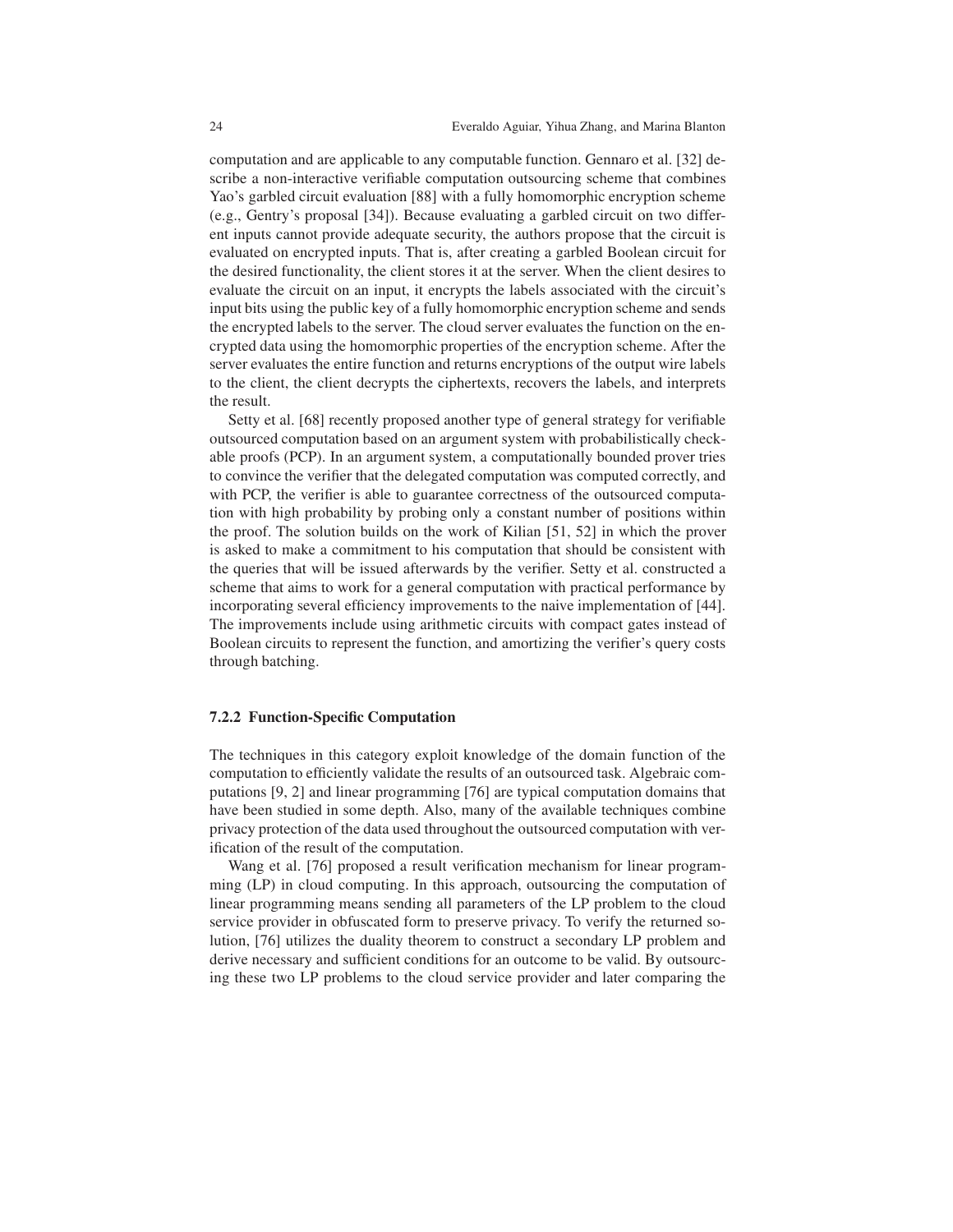computation and are applicable to any computable function. Gennaro et al. [32] describe a non-interactive verifiable computation outsourcing scheme that combines Yao's garbled circuit evaluation [88] with a fully homomorphic encryption scheme (e.g., Gentry's proposal [34]). Because evaluating a garbled circuit on two different inputs cannot provide adequate security, the authors propose that the circuit is evaluated on encrypted inputs. That is, after creating a garbled Boolean circuit for the desired functionality, the client stores it at the server. When the client desires to evaluate the circuit on an input, it encrypts the labels associated with the circuit's input bits using the public key of a fully homomorphic encryption scheme and sends the encrypted labels to the server. The cloud server evaluates the function on the encrypted data using the homomorphic properties of the encryption scheme. After the server evaluates the entire function and returns encryptions of the output wire labels to the client, the client decrypts the ciphertexts, recovers the labels, and interprets the result.

Setty et al. [68] recently proposed another type of general strategy for verifiable outsourced computation based on an argument system with probabilistically checkable proofs (PCP). In an argument system, a computationally bounded prover tries to convince the verifier that the delegated computation was computed correctly, and with PCP, the verifier is able to guarantee correctness of the outsourced computation with high probability by probing only a constant number of positions within the proof. The solution builds on the work of Kilian [51, 52] in which the prover is asked to make a commitment to his computation that should be consistent with the queries that will be issued afterwards by the verifier. Setty et al. constructed a scheme that aims to work for a general computation with practical performance by incorporating several efficiency improvements to the naive implementation of [44]. The improvements include using arithmetic circuits with compact gates instead of Boolean circuits to represent the function, and amortizing the verifier's query costs through batching.

### 7.2.2 Function-Specific Computation

The techniques in this category exploit knowledge of the domain function of the computation to efficiently validate the results of an outsourced task. Algebraic computations [9, 2] and linear programming [76] are typical computation domains that have been studied in some depth. Also, many of the available techniques combine privacy protection of the data used throughout the outsourced computation with verification of the result of the computation.

Wang et al. [76] proposed a result verification mechanism for linear programming (LP) in cloud computing. In this approach, outsourcing the computation of linear programming means sending all parameters of the LP problem to the cloud service provider in obfuscated form to preserve privacy. To verify the returned solution, [76] utilizes the duality theorem to construct a secondary LP problem and derive necessary and sufficient conditions for an outcome to be valid. By outsourcing these two LP problems to the cloud service provider and later comparing the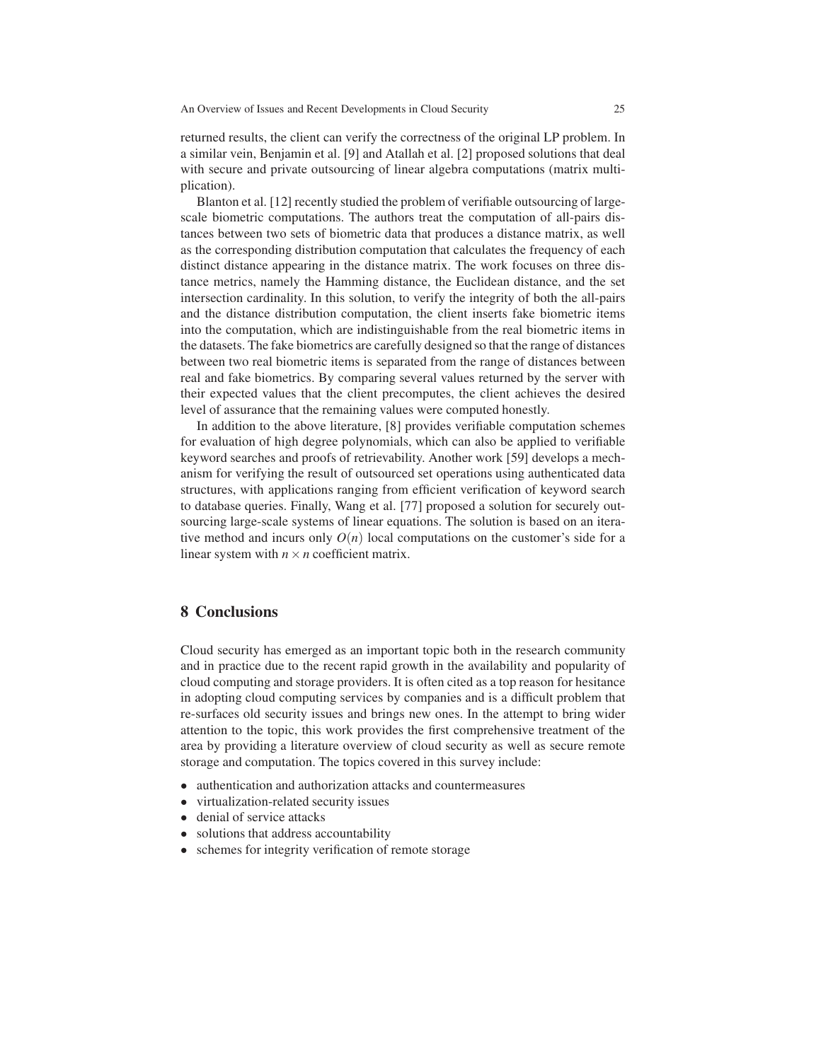returned results, the client can verify the correctness of the original LP problem. In a similar vein, Benjamin et al. [9] and Atallah et al. [2] proposed solutions that deal with secure and private outsourcing of linear algebra computations (matrix multiplication).

Blanton et al. [12] recently studied the problem of verifiable outsourcing of large-scale biometric computations. The authors treat the computation of all-pairs distances between two sets of biometric data that produces a distance matrix, as well as the corresponding distribution computation that calculates the frequency of each distinct distance appearing in the distance matrix. The work focuses on three distance metrics, namely the Hamming distance, the Euclidean distance, and the set intersection cardinality. In this solution, to verify the integrity of both the all-pairs and the distance distribution computation, the client inserts fake biometric items into the computation, which are indistinguishable from the real biometric items in the datasets. The fake biometrics are carefully designed so that the range of distances between two real biometric items is separated from the range of distances between real and fake biometrics. By comparing several values returned by the server with their expected values that the client precomputes, the client achieves the desired level of assurance that the remaining values were computed honestly.

In addition to the above literature, [8] provides verifiable computation schemes for evaluation of high degree polynomials, which can also be applied to verifiable keyword searches and proofs of retrievability. Another work [59] develops a mechanism for verifying the result of outsourced set operations using authenticated data structures, with applications ranging from efficient verification of keyword search to database queries. Finally, Wang et al. [77] proposed a solution for securely outsourcing large-scale systems of linear equations. The solution is based on an iterative method and incurs only $O(n)$ local computations on the customer's side for a linear system with $n \times n$ coefficient matrix.

## 8 Conclusions

Cloud security has emerged as an important topic both in the research community and in practice due to the recent rapid growth in the availability and popularity of cloud computing and storage providers. It is often cited as a top reason for hesitance in adopting cloud computing services by companies and is a difficult problem that re-surfaces old security issues and brings new ones. In the attempt to bring wider attention to the topic, this work provides the first comprehensive treatment of the area by providing a literature overview of cloud security as well as secure remote storage and computation. The topics covered in this survey include:

- authentication and authorization attacks and countermeasures
- virtualization-related security issues
- denial of service attacks
- solutions that address accountability
- schemes for integrity verification of remote storage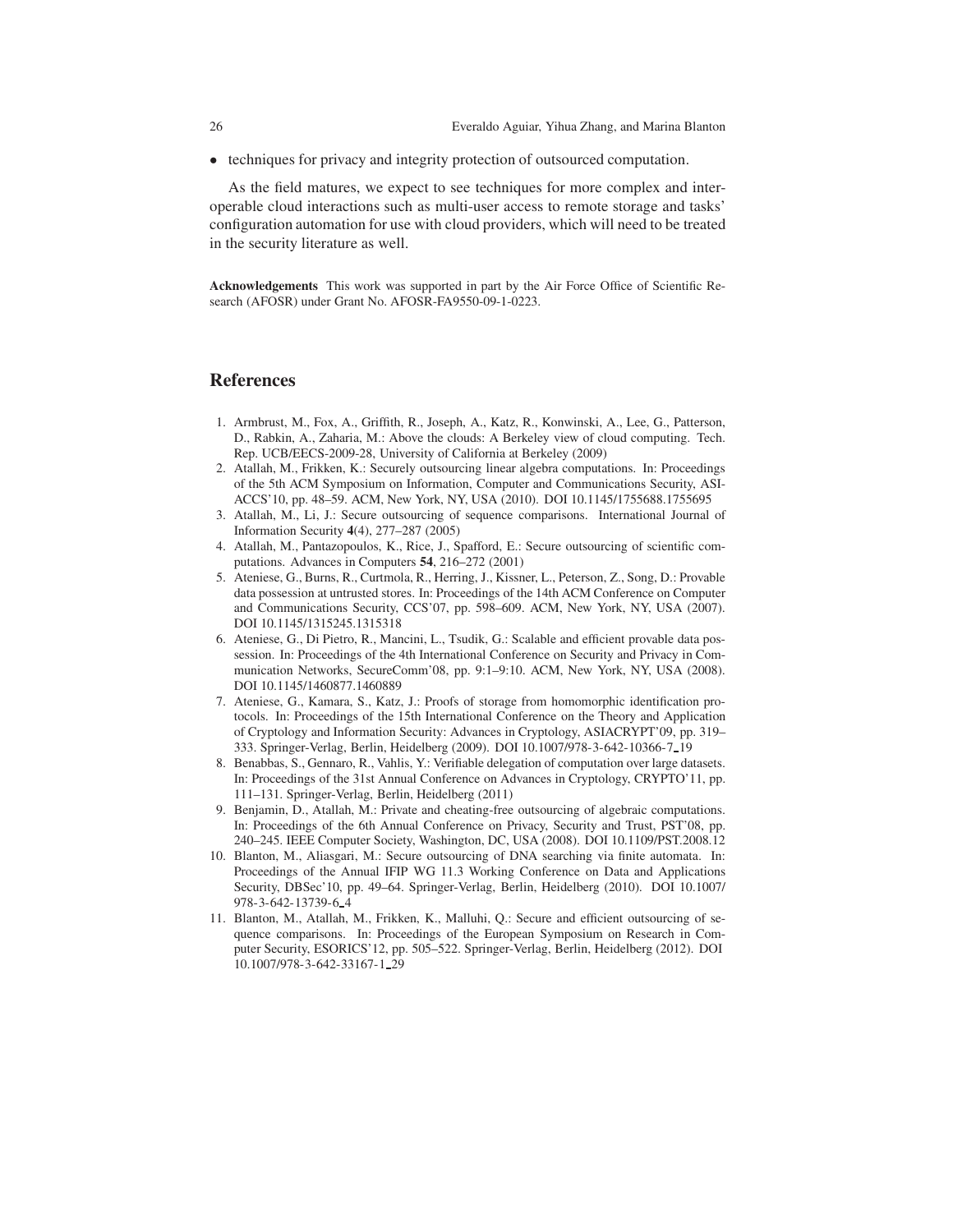- techniques for privacy and integrity protection of outsourced computation.

As the field matures, we expect to see techniques for more complex and interoperable cloud interactions such as multi-user access to remote storage and tasks' configuration automation for use with cloud providers, which will need to be treated in the security literature as well.

**Acknowledgements** This work was supported in part by the Air Force Office of Scientific Research (AFOSR) under Grant No. AFOSR-FA9550-09-1-0223.

## References

1. Armbrust, M., Fox, A., Griffith, R., Joseph, A., Katz, R., Konwinski, A., Lee, G., Patterson, D., Rabkin, A., Zaharia, M.: Above the clouds: A Berkeley view of cloud computing. Tech. Rep. UCB/EECS-2009-28, University of California at Berkeley (2009)
2. Atallah, M., Frikken, K.: Securely outsourcing linear algebra computations. In: Proceedings of the 5th ACM Symposium on Information, Computer and Communications Security, ASIACCS'10, pp. 48–59. ACM, New York, NY, USA (2010). DOI 10.1145/1755688.1755695
3. Atallah, M., Li, J.: Secure outsourcing of sequence comparisons. International Journal of Information Security **4**(4), 277–287 (2005)
4. Atallah, M., Pantazopoulos, K., Rice, J., Spafford, E.: Secure outsourcing of scientific computations. Advances in Computers **54**, 216–272 (2001)
5. Ateniese, G., Burns, R., Curtmola, R., Herring, J., Kissner, L., Peterson, Z., Song, D.: Provable data possession at untrusted stores. In: Proceedings of the 14th ACM Conference on Computer and Communications Security, CCS'07, pp. 598–609. ACM, New York, NY, USA (2007). DOI 10.1145/1315245.1315318
6. Ateniese, G., Di Pietro, R., Mancini, L., Tsudik, G.: Scalable and efficient provable data possession. In: Proceedings of the 4th International Conference on Security and Privacy in Communication Networks, SecureComm'08, pp. 9:1–9:10. ACM, New York, NY, USA (2008). DOI 10.1145/1460877.1460889
7. Ateniese, G., Kamara, S., Katz, J.: Proofs of storage from homomorphic identification protocols. In: Proceedings of the 15th International Conference on the Theory and Application of Cryptology and Information Security: Advances in Cryptology, ASIACRYPT'09, pp. 319–333. Springer-Verlag, Berlin, Heidelberg (2009). DOI 10.1007/978-3-642-10366-7_19
8. Benabbas, S., Gennaro, R., Vahlis, Y.: Verifiable delegation of computation over large datasets. In: Proceedings of the 31st Annual Conference on Advances in Cryptology, CRYPTO'11, pp. 111–131. Springer-Verlag, Berlin, Heidelberg (2011)
9. Benjamin, D., Atallah, M.: Private and cheating-free outsourcing of algebraic computations. In: Proceedings of the 6th Annual Conference on Privacy, Security and Trust, PST'08, pp. 240–245. IEEE Computer Society, Washington, DC, USA (2008). DOI 10.1109/PST.2008.12
10. Blanton, M., Aliasgari, M.: Secure outsourcing of DNA searching via finite automata. In: Proceedings of the Annual IFIP WG 11.3 Working Conference on Data and Applications Security, DBSec'10, pp. 49–64. Springer-Verlag, Berlin, Heidelberg (2010). DOI 10.1007/978-3-642-13739-6_4
11. Blanton, M., Atallah, M., Frikken, K., Malluhi, Q.: Secure and efficient outsourcing of sequence comparisons. In: Proceedings of the European Symposium on Research in Computer Security, ESORICS'12, pp. 505–522. Springer-Verlag, Berlin, Heidelberg (2012). DOI 10.1007/978-3-642-33167-1_29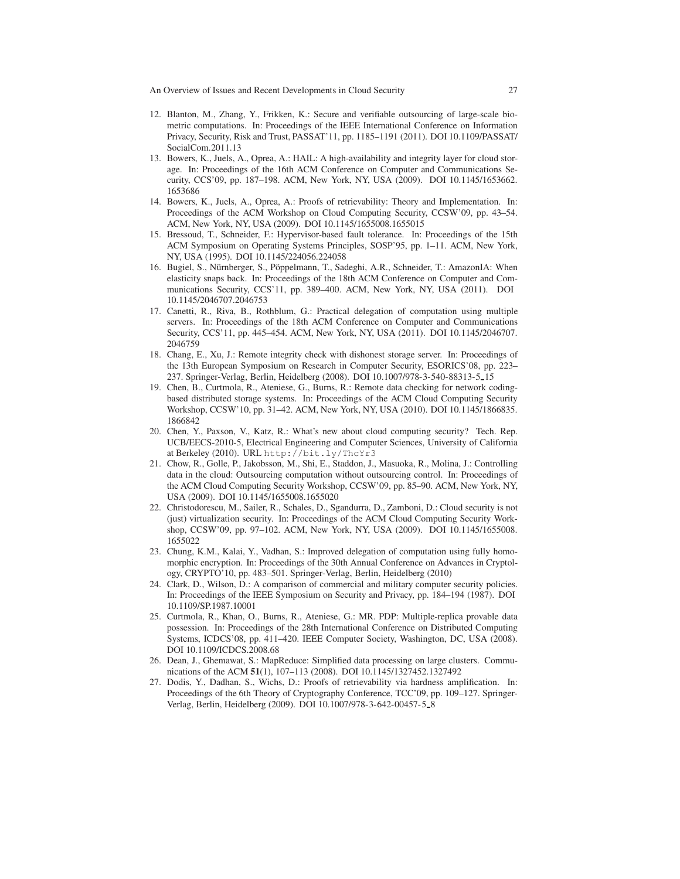12. Blanton, M., Zhang, Y., Frikken, K.: Secure and verifiable outsourcing of large-scale biometric computations. In: Proceedings of the IEEE International Conference on Information Privacy, Security, Risk and Trust, PASSAT'11, pp. 1185–1191 (2011). DOI 10.1109/PASSAT/SocialCom.2011.13
13. Bowers, K., Juels, A., Oprea, A.: HAIL: A high-availability and integrity layer for cloud storage. In: Proceedings of the 16th ACM Conference on Computer and Communications Security, CCS'09, pp. 187–198. ACM, New York, NY, USA (2009). DOI 10.1145/1653662.1653686
14. Bowers, K., Juels, A., Oprea, A.: Proofs of retrievability: Theory and Implementation. In: Proceedings of the ACM Workshop on Cloud Computing Security, CCSW'09, pp. 43–54. ACM, New York, NY, USA (2009). DOI 10.1145/1655008.1655015
15. Bressoud, T., Schneider, F.: Hypervisor-based fault tolerance. In: Proceedings of the 15th ACM Symposium on Operating Systems Principles, SOSP'95, pp. 1–11. ACM, New York, NY, USA (1995). DOI 10.1145/224056.224058
16. Bugiel, S., Nürnberger, S., Pöppelmann, T., Sadeghi, A.R., Schneider, T.: AmazonIA: When elasticity snaps back. In: Proceedings of the 18th ACM Conference on Computer and Communications Security, CCS'11, pp. 389–400. ACM, New York, NY, USA (2011). DOI 10.1145/2046707.2046753
17. Canetti, R., Riva, B., Rothblum, G.: Practical delegation of computation using multiple servers. In: Proceedings of the 18th ACM Conference on Computer and Communications Security, CCS'11, pp. 445–454. ACM, New York, NY, USA (2011). DOI 10.1145/2046707.2046759
18. Chang, E., Xu, J.: Remote integrity check with dishonest storage server. In: Proceedings of the 13th European Symposium on Research in Computer Security, ESORICS'08, pp. 223–237. Springer-Verlag, Berlin, Heidelberg (2008). DOI 10.1007/978-3-540-88313-5_15
19. Chen, B., Curtmola, R., Ateniese, G., Burns, R.: Remote data checking for network coding-based distributed storage systems. In: Proceedings of the ACM Cloud Computing Security Workshop, CCSW'10, pp. 31–42. ACM, New York, NY, USA (2010). DOI 10.1145/1866835.1866842
20. Chen, Y., Paxson, V., Katz, R.: What's new about cloud computing security? Tech. Rep. UCB/EECS-2010-5, Electrical Engineering and Computer Sciences, University of California at Berkeley (2010). URL `http://bit.ly/ThcYr3`
21. Chow, R., Golle, P., Jakobsson, M., Shi, E., Staddon, J., Masuoka, R., Molina, J.: Controlling data in the cloud: Outsourcing computation without outsourcing control. In: Proceedings of the ACM Cloud Computing Security Workshop, CCSW'09, pp. 85–90. ACM, New York, NY, USA (2009). DOI 10.1145/1655008.1655020
22. Christodorescu, M., Sailer, R., Schales, D., Sgandurra, D., Zamboni, D.: Cloud security is not (just) virtualization security. In: Proceedings of the ACM Cloud Computing Security Workshop, CCSW'09, pp. 97–102. ACM, New York, NY, USA (2009). DOI 10.1145/1655008.1655022
23. Chung, K.M., Kalai, Y., Vadhan, S.: Improved delegation of computation using fully homomorphic encryption. In: Proceedings of the 30th Annual Conference on Advances in Cryptology, CRYPTO'10, pp. 483–501. Springer-Verlag, Berlin, Heidelberg (2010)
24. Clark, D., Wilson, D.: A comparison of commercial and military computer security policies. In: Proceedings of the IEEE Symposium on Security and Privacy, pp. 184–194 (1987). DOI 10.1109/SP.1987.10001
25. Curtmola, R., Khan, O., Burns, R., Ateniese, G.: MR. PDP: Multiple-replica provable data possession. In: Proceedings of the 28th International Conference on Distributed Computing Systems, ICDCS'08, pp. 411–420. IEEE Computer Society, Washington, DC, USA (2008). DOI 10.1109/ICDCS.2008.68
26. Dean, J., Ghemawat, S.: MapReduce: Simplified data processing on large clusters. Communications of the ACM **51**(1), 107–113 (2008). DOI 10.1145/1327452.1327492
27. Dodis, Y., Dadhan, S., Wichs, D.: Proofs of retrievability via hardness amplification. In: Proceedings of the 6th Theory of Cryptography Conference, TCC'09, pp. 109–127. Springer-Verlag, Berlin, Heidelberg (2009). DOI 10.1007/978-3-642-00457-5_8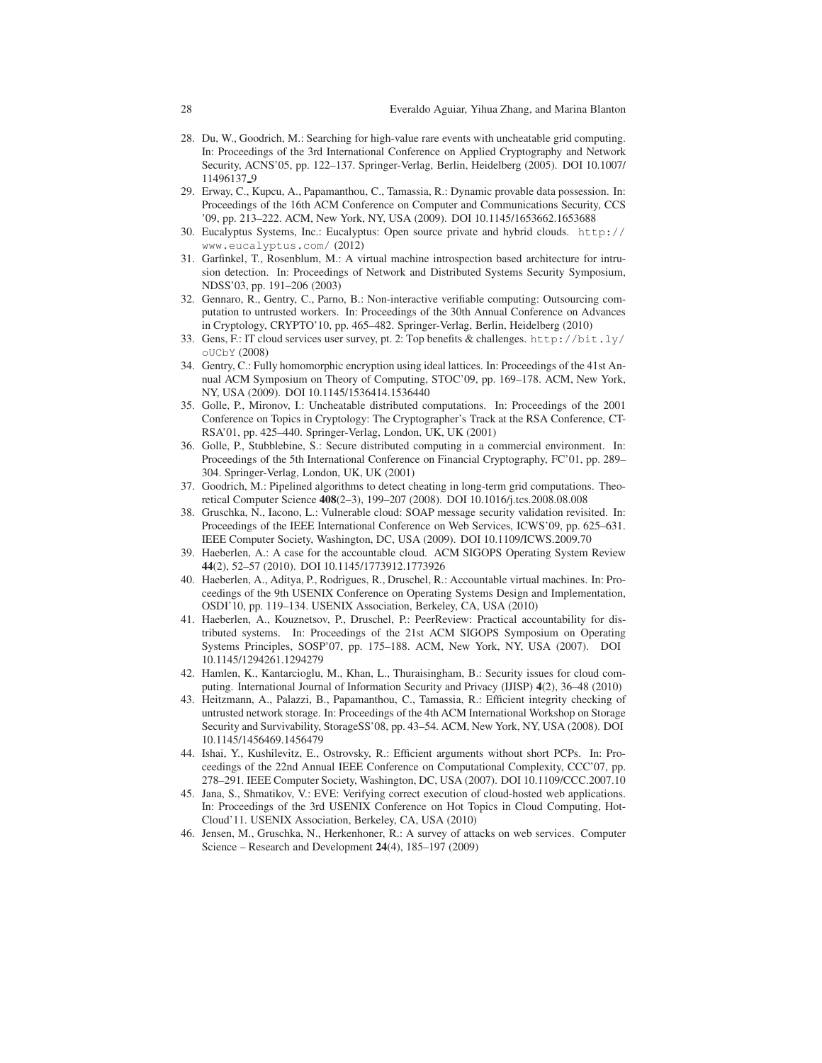28. Du, W., Goodrich, M.: Searching for high-value rare events with uncheatable grid computing. In: Proceedings of the 3rd International Conference on Applied Cryptography and Network Security, ACNS'05, pp. 122–137. Springer-Verlag, Berlin, Heidelberg (2005). DOI 10.1007/11496137_9
29. Erway, C., Kupcu, A., Papamanthou, C., Tamassia, R.: Dynamic provable data possession. In: Proceedings of the 16th ACM Conference on Computer and Communications Security, CCS '09, pp. 213–222. ACM, New York, NY, USA (2009). DOI 10.1145/1653662.1653688
30. Eucalyptus Systems, Inc.: Eucalyptus: Open source private and hybrid clouds. `http://www.eucalyptus.com/` (2012)
31. Garfinkel, T., Rosenblum, M.: A virtual machine introspection based architecture for intrusion detection. In: Proceedings of Network and Distributed Systems Security Symposium, NDSS'03, pp. 191–206 (2003)
32. Gennaro, R., Gentry, C., Parno, B.: Non-interactive verifiable computing: Outsourcing computation to untrusted workers. In: Proceedings of the 30th Annual Conference on Advances in Cryptology, CRYPTO'10, pp. 465–482. Springer-Verlag, Berlin, Heidelberg (2010)
33. Gens, F.: IT cloud services user survey, pt. 2: Top benefits & challenges. `http://bit.ly/oUCbY` (2008)
34. Gentry, C.: Fully homomorphic encryption using ideal lattices. In: Proceedings of the 41st Annual ACM Symposium on Theory of Computing, STOC'09, pp. 169–178. ACM, New York, NY, USA (2009). DOI 10.1145/1536414.1536440
35. Golle, P., Mironov, I.: Uncheatable distributed computations. In: Proceedings of the 2001 Conference on Topics in Cryptology: The Cryptographer's Track at the RSA Conference, CT-RSA'01, pp. 425–440. Springer-Verlag, London, UK, UK (2001)
36. Golle, P., Stubblebine, S.: Secure distributed computing in a commercial environment. In: Proceedings of the 5th International Conference on Financial Cryptography, FC'01, pp. 289–304. Springer-Verlag, London, UK, UK (2001)
37. Goodrich, M.: Pipelined algorithms to detect cheating in long-term grid computations. Theoretical Computer Science **408**(2–3), 199–207 (2008). DOI 10.1016/j.tcs.2008.08.008
38. Gruschka, N., Iacono, L.: Vulnerable cloud: SOAP message security validation revisited. In: Proceedings of the IEEE International Conference on Web Services, ICWS'09, pp. 625–631. IEEE Computer Society, Washington, DC, USA (2009). DOI 10.1109/ICWS.2009.70
39. Haeberlen, A.: A case for the accountable cloud. ACM SIGOPS Operating System Review **44**(2), 52–57 (2010). DOI 10.1145/1773912.1773926
40. Haeberlen, A., Aditya, P., Rodrigues, R., Druschel, R.: Accountable virtual machines. In: Proceedings of the 9th USENIX Conference on Operating Systems Design and Implementation, OSDI'10, pp. 119–134. USENIX Association, Berkeley, CA, USA (2010)
41. Haeberlen, A., Kouznetsov, P., Druschel, P.: PeerReview: Practical accountability for distributed systems. In: Proceedings of the 21st ACM SIGOPS Symposium on Operating Systems Principles, SOSP'07, pp. 175–188. ACM, New York, NY, USA (2007). DOI 10.1145/1294261.1294279
42. Hamlen, K., Kantarcioglu, M., Khan, L., Thuraisingham, B.: Security issues for cloud computing. International Journal of Information Security and Privacy (IJISP) **4**(2), 36–48 (2010)
43. Heitzmann, A., Palazzi, B., Papamanthou, C., Tamassia, R.: Efficient integrity checking of untrusted network storage. In: Proceedings of the 4th ACM International Workshop on Storage Security and Survivability, StorageSS'08, pp. 43–54. ACM, New York, NY, USA (2008). DOI 10.1145/1456469.1456479
44. Ishai, Y., Kushilevitz, E., Ostrovsky, R.: Efficient arguments without short PCPs. In: Proceedings of the 22nd Annual IEEE Conference on Computational Complexity, CCC'07, pp. 278–291. IEEE Computer Society, Washington, DC, USA (2007). DOI 10.1109/CCC.2007.10
45. Jana, S., Shmatikov, V.: EVE: Verifying correct execution of cloud-hosted web applications. In: Proceedings of the 3rd USENIX Conference on Hot Topics in Cloud Computing, HotCloud'11. USENIX Association, Berkeley, CA, USA (2010)
46. Jensen, M., Gruschka, N., Herkenhoner, R.: A survey of attacks on web services. Computer Science – Research and Development **24**(4), 185–197 (2009)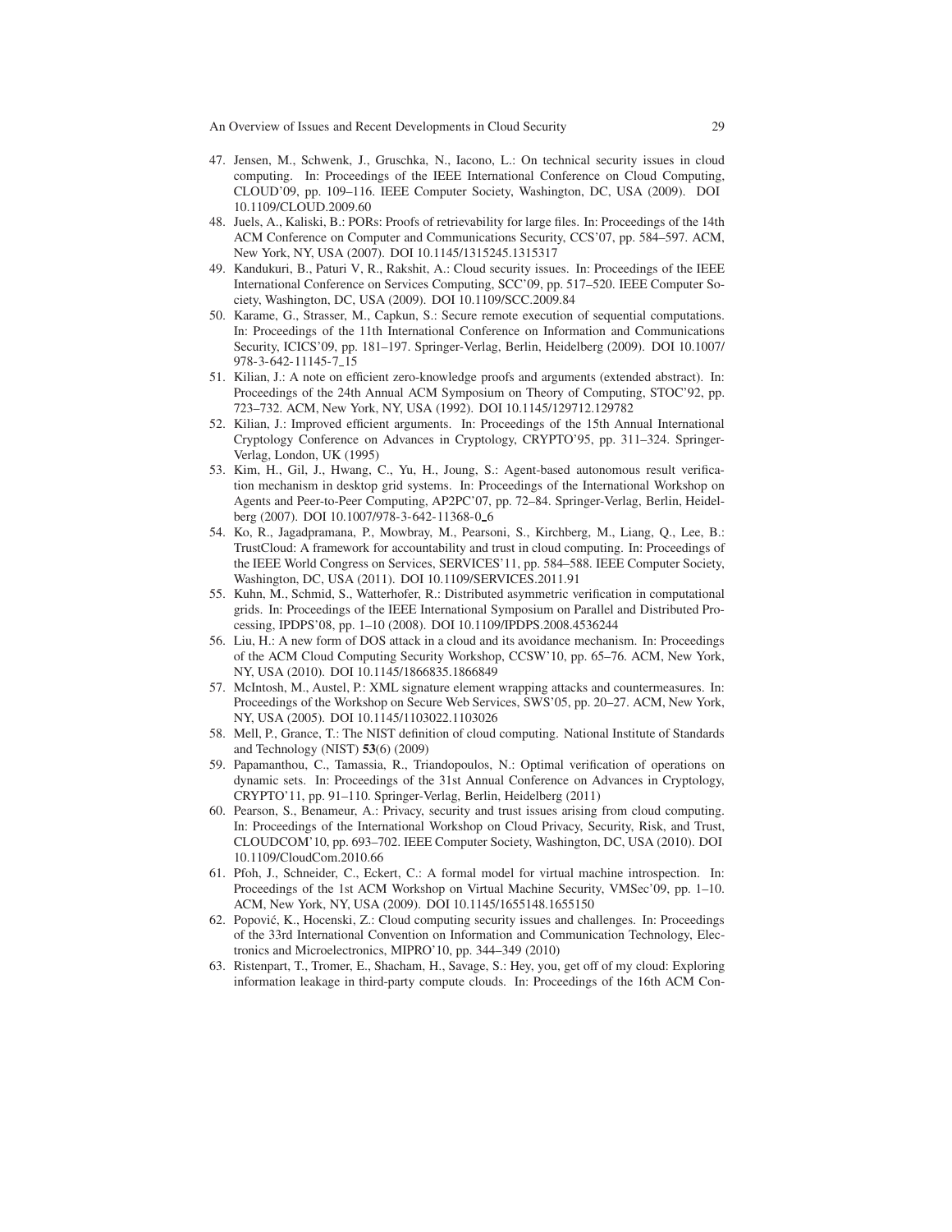47. Jensen, M., Schwenk, J., Gruschka, N., Iacono, L.: On technical security issues in cloud computing. In: Proceedings of the IEEE International Conference on Cloud Computing, CLOUD'09, pp. 109–116. IEEE Computer Society, Washington, DC, USA (2009). DOI 10.1109/CLOUD.2009.60
48. Juels, A., Kaliski, B.: PORs: Proofs of retrievability for large files. In: Proceedings of the 14th ACM Conference on Computer and Communications Security, CCS'07, pp. 584–597. ACM, New York, NY, USA (2007). DOI 10.1145/1315245.1315317
49. Kandukuri, B., Paturi V, R., Rakshit, A.: Cloud security issues. In: Proceedings of the IEEE International Conference on Services Computing, SCC'09, pp. 517–520. IEEE Computer Society, Washington, DC, USA (2009). DOI 10.1109/SCC.2009.84
50. Karame, G., Strasser, M., Capkun, S.: Secure remote execution of sequential computations. In: Proceedings of the 11th International Conference on Information and Communications Security, ICICS'09, pp. 181–197. Springer-Verlag, Berlin, Heidelberg (2009). DOI 10.1007/978-3-642-11145-7_15
51. Kilian, J.: A note on efficient zero-knowledge proofs and arguments (extended abstract). In: Proceedings of the 24th Annual ACM Symposium on Theory of Computing, STOC'92, pp. 723–732. ACM, New York, NY, USA (1992). DOI 10.1145/129712.129782
52. Kilian, J.: Improved efficient arguments. In: Proceedings of the 15th Annual International Cryptology Conference on Advances in Cryptology, CRYPTO'95, pp. 311–324. Springer-Verlag, London, UK (1995)
53. Kim, H., Gil, J., Hwang, C., Yu, H., Joung, S.: Agent-based autonomous result verification mechanism in desktop grid systems. In: Proceedings of the International Workshop on Agents and Peer-to-Peer Computing, AP2PC'07, pp. 72–84. Springer-Verlag, Berlin, Heidelberg (2007). DOI 10.1007/978-3-642-11368-0_6
54. Ko, R., Jagadpramana, P., Mowbray, M., Pearsoni, S., Kirchberg, M., Liang, Q., Lee, B.: TrustCloud: A framework for accountability and trust in cloud computing. In: Proceedings of the IEEE World Congress on Services, SERVICES'11, pp. 584–588. IEEE Computer Society, Washington, DC, USA (2011). DOI 10.1109/SERVICES.2011.91
55. Kuhn, M., Schmid, S., Watterhofer, R.: Distributed asymmetric verification in computational grids. In: Proceedings of the IEEE International Symposium on Parallel and Distributed Processing, IPDPS'08, pp. 1–10 (2008). DOI 10.1109/IPDPS.2008.4536244
56. Liu, H.: A new form of DOS attack in a cloud and its avoidance mechanism. In: Proceedings of the ACM Cloud Computing Security Workshop, CCSW'10, pp. 65–76. ACM, New York, NY, USA (2010). DOI 10.1145/1866835.1866849
57. McIntosh, M., Austel, P.: XML signature element wrapping attacks and countermeasures. In: Proceedings of the Workshop on Secure Web Services, SWS'05, pp. 20–27. ACM, New York, NY, USA (2005). DOI 10.1145/1103022.1103026
58. Mell, P., Grance, T.: The NIST definition of cloud computing. National Institute of Standards and Technology (NIST) **53**(6) (2009)
59. Papamanthou, C., Tamassia, R., Triandopoulos, N.: Optimal verification of operations on dynamic sets. In: Proceedings of the 31st Annual Conference on Advances in Cryptology, CRYPTO'11, pp. 91–110. Springer-Verlag, Berlin, Heidelberg (2011)
60. Pearson, S., Benameur, A.: Privacy, security and trust issues arising from cloud computing. In: Proceedings of the International Workshop on Cloud Privacy, Security, Risk, and Trust, CLOUDCOM'10, pp. 693–702. IEEE Computer Society, Washington, DC, USA (2010). DOI 10.1109/CloudCom.2010.66
61. Pfoh, J., Schneider, C., Eckert, C.: A formal model for virtual machine introspection. In: Proceedings of the 1st ACM Workshop on Virtual Machine Security, VMSec'09, pp. 1–10. ACM, New York, NY, USA (2009). DOI 10.1145/1655148.1655150
62. Popović, K., Hocenski, Z.: Cloud computing security issues and challenges. In: Proceedings of the 33rd International Convention on Information and Communication Technology, Electronics and Microelectronics, MIPRO'10, pp. 344–349 (2010)
63. Ristenpart, T., Tromer, E., Shacham, H., Savage, S.: Hey, you, get off of my cloud: Exploring information leakage in third-party compute clouds. In: Proceedings of the 16th ACM Con-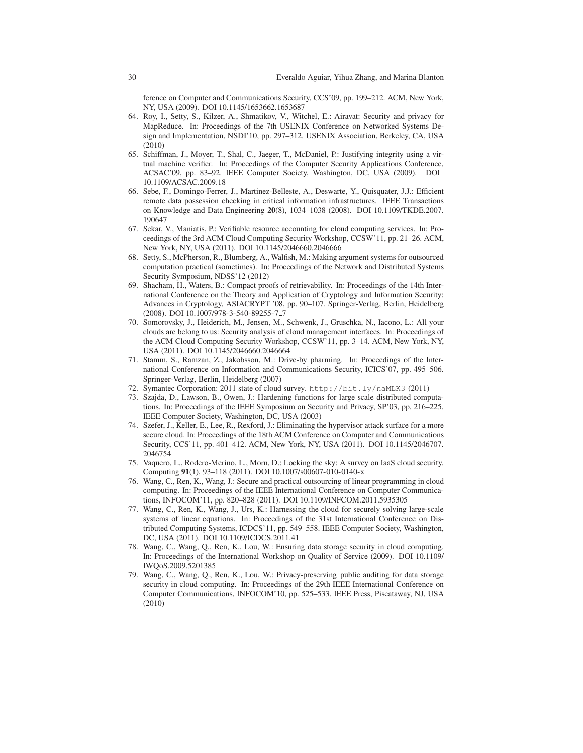ference on Computer and Communications Security, CCS'09, pp. 199–212. ACM, New York, NY, USA (2009). DOI 10.1145/1653662.1653687

64. Roy, I., Setty, S., Kilzer, A., Shmatikov, V., Witchel, E.: Airavat: Security and privacy for MapReduce. In: Proceedings of the 7th USENIX Conference on Networked Systems Design and Implementation, NSDI'10, pp. 297–312. USENIX Association, Berkeley, CA, USA (2010)
65. Schiffman, J., Moyer, T., Shal, C., Jaeger, T., McDaniel, P.: Justifying integrity using a virtual machine verifier. In: Proceedings of the Computer Security Applications Conference, ACSAC'09, pp. 83–92. IEEE Computer Society, Washington, DC, USA (2009). DOI 10.1109/ACSAC.2009.18
66. Sebe, F., Domingo-Ferrer, J., Martinez-Belleste, A., Deswarte, Y., Quisquater, J.J.: Efficient remote data possession checking in critical information infrastructures. IEEE Transactions on Knowledge and Data Engineering **20**(8), 1034–1038 (2008). DOI 10.1109/TKDE.2007.190647
67. Sekar, V., Maniatis, P.: Verifiable resource accounting for cloud computing services. In: Proceedings of the 3rd ACM Cloud Computing Security Workshop, CCSW'11, pp. 21–26. ACM, New York, NY, USA (2011). DOI 10.1145/2046660.2046666
68. Setty, S., McPherson, R., Blumberg, A., Walfish, M.: Making argument systems for outsourced computation practical (sometimes). In: Proceedings of the Network and Distributed Systems Security Symposium, NDSS'12 (2012)
69. Shacham, H., Waters, B.: Compact proofs of retrievability. In: Proceedings of the 14th International Conference on the Theory and Application of Cryptology and Information Security: Advances in Cryptology, ASIACRYPT '08, pp. 90–107. Springer-Verlag, Berlin, Heidelberg (2008). DOI 10.1007/978-3-540-89255-7_7
70. Somorovsky, J., Heiderich, M., Jensen, M., Schwenk, J., Gruschka, N., Iacono, L.: All your clouds are belong to us: Security analysis of cloud management interfaces. In: Proceedings of the ACM Cloud Computing Security Workshop, CCSW'11, pp. 3–14. ACM, New York, NY, USA (2011). DOI 10.1145/2046660.2046664
71. Stamm, S., Ramzan, Z., Jakobsson, M.: Drive-by pharming. In: Proceedings of the International Conference on Information and Communications Security, ICICS'07, pp. 495–506. Springer-Verlag, Berlin, Heidelberg (2007)
72. Symantec Corporation: 2011 state of cloud survey. `http://bit.ly/naMLK3` (2011)
73. Szajda, D., Lawson, B., Owen, J.: Hardening functions for large scale distributed computations. In: Proceedings of the IEEE Symposium on Security and Privacy, SP'03, pp. 216–225. IEEE Computer Society, Washington, DC, USA (2003)
74. Szefer, J., Keller, E., Lee, R., Rexford, J.: Eliminating the hypervisor attack surface for a more secure cloud. In: Proceedings of the 18th ACM Conference on Computer and Communications Security, CCS'11, pp. 401–412. ACM, New York, NY, USA (2011). DOI 10.1145/2046707.2046754
75. Vaquero, L., Rodero-Merino, L., Morn, D.: Locking the sky: A survey on IaaS cloud security. Computing **91**(1), 93–118 (2011). DOI 10.1007/s00607-010-0140-x
76. Wang, C., Ren, K., Wang, J.: Secure and practical outsourcing of linear programming in cloud computing. In: Proceedings of the IEEE International Conference on Computer Communications, INFOCOM'11, pp. 820–828 (2011). DOI 10.1109/INFCOM.2011.5935305
77. Wang, C., Ren, K., Wang, J., Urs, K.: Harnessing the cloud for securely solving large-scale systems of linear equations. In: Proceedings of the 31st International Conference on Distributed Computing Systems, ICDCS'11, pp. 549–558. IEEE Computer Society, Washington, DC, USA (2011). DOI 10.1109/ICDCS.2011.41
78. Wang, C., Wang, Q., Ren, K., Lou, W.: Ensuring data storage security in cloud computing. In: Proceedings of the International Workshop on Quality of Service (2009). DOI 10.1109/IWQoS.2009.5201385
79. Wang, C., Wang, Q., Ren, K., Lou, W.: Privacy-preserving public auditing for data storage security in cloud computing. In: Proceedings of the 29th IEEE International Conference on Computer Communications, INFOCOM'10, pp. 525–533. IEEE Press, Piscataway, NJ, USA (2010)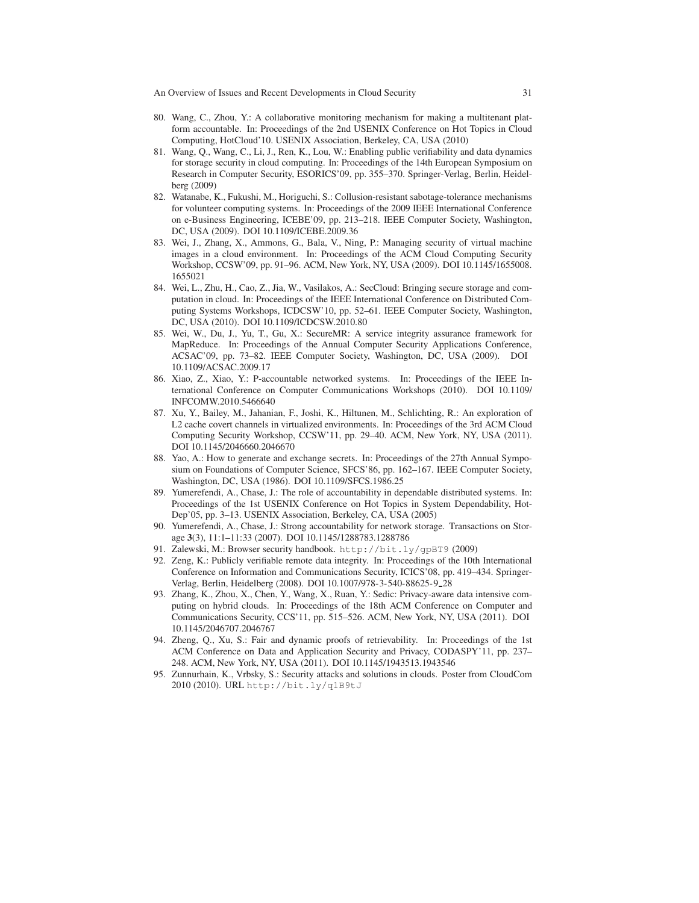80. Wang, C., Zhou, Y.: A collaborative monitoring mechanism for making a multitenant platform accountable. In: Proceedings of the 2nd USENIX Conference on Hot Topics in Cloud Computing, HotCloud'10. USENIX Association, Berkeley, CA, USA (2010)
81. Wang, Q., Wang, C., Li, J., Ren, K., Lou, W.: Enabling public verifiability and data dynamics for storage security in cloud computing. In: Proceedings of the 14th European Symposium on Research in Computer Security, ESORICS'09, pp. 355–370. Springer-Verlag, Berlin, Heidelberg (2009)
82. Watanabe, K., Fukushi, M., Horiguchi, S.: Collusion-resistant sabotage-tolerance mechanisms for volunteer computing systems. In: Proceedings of the 2009 IEEE International Conference on e-Business Engineering, ICEBE'09, pp. 213–218. IEEE Computer Society, Washington, DC, USA (2009). DOI 10.1109/ICEBE.2009.36
83. Wei, J., Zhang, X., Ammons, G., Bala, V., Ning, P.: Managing security of virtual machine images in a cloud environment. In: Proceedings of the ACM Cloud Computing Security Workshop, CCSW'09, pp. 91–96. ACM, New York, NY, USA (2009). DOI 10.1145/1655008.1655021
84. Wei, L., Zhu, H., Cao, Z., Jia, W., Vasilakos, A.: SecCloud: Bringing secure storage and computation in cloud. In: Proceedings of the IEEE International Conference on Distributed Computing Systems Workshops, ICDCSW'10, pp. 52–61. IEEE Computer Society, Washington, DC, USA (2010). DOI 10.1109/ICDCSW.2010.80
85. Wei, W., Du, J., Yu, T., Gu, X.: SecureMR: A service integrity assurance framework for MapReduce. In: Proceedings of the Annual Computer Security Applications Conference, ACSAC'09, pp. 73–82. IEEE Computer Society, Washington, DC, USA (2009). DOI 10.1109/ACSAC.2009.17
86. Xiao, Z., Xiao, Y.: P-accountable networked systems. In: Proceedings of the IEEE International Conference on Computer Communications Workshops (2010). DOI 10.1109/INFCOMW.2010.5466640
87. Xu, Y., Bailey, M., Jahanian, F., Joshi, K., Hiltunen, M., Schlichting, R.: An exploration of L2 cache covert channels in virtualized environments. In: Proceedings of the 3rd ACM Cloud Computing Security Workshop, CCSW'11, pp. 29–40. ACM, New York, NY, USA (2011). DOI 10.1145/2046660.2046670
88. Yao, A.: How to generate and exchange secrets. In: Proceedings of the 27th Annual Symposium on Foundations of Computer Science, SFCS'86, pp. 162–167. IEEE Computer Society, Washington, DC, USA (1986). DOI 10.1109/SFCS.1986.25
89. Yumerefendi, A., Chase, J.: The role of accountability in dependable distributed systems. In: Proceedings of the 1st USENIX Conference on Hot Topics in System Dependability, HotDep'05, pp. 3–13. USENIX Association, Berkeley, CA, USA (2005)
90. Yumerefendi, A., Chase, J.: Strong accountability for network storage. Transactions on Storage **3**(3), 11:1–11:33 (2007). DOI 10.1145/1288783.1288786
91. Zalewski, M.: Browser security handbook. `http://bit.ly/gpBT9` (2009)
92. Zeng, K.: Publicly verifiable remote data integrity. In: Proceedings of the 10th International Conference on Information and Communications Security, ICICS'08, pp. 419–434. Springer-Verlag, Berlin, Heidelberg (2008). DOI 10.1007/978-3-540-88625-9_28
93. Zhang, K., Zhou, X., Chen, Y., Wang, X., Ruan, Y.: Sedic: Privacy-aware data intensive computing on hybrid clouds. In: Proceedings of the 18th ACM Conference on Computer and Communications Security, CCS'11, pp. 515–526. ACM, New York, NY, USA (2011). DOI 10.1145/2046707.2046767
94. Zheng, Q., Xu, S.: Fair and dynamic proofs of retrievability. In: Proceedings of the 1st ACM Conference on Data and Application Security and Privacy, CODASPY'11, pp. 237–248. ACM, New York, NY, USA (2011). DOI 10.1145/1943513.1943546
95. Zunnurhain, K., Vrbsky, S.: Security attacks and solutions in clouds. Poster from CloudCom 2010 (2010). URL `http://bit.ly/q1B9tJ`